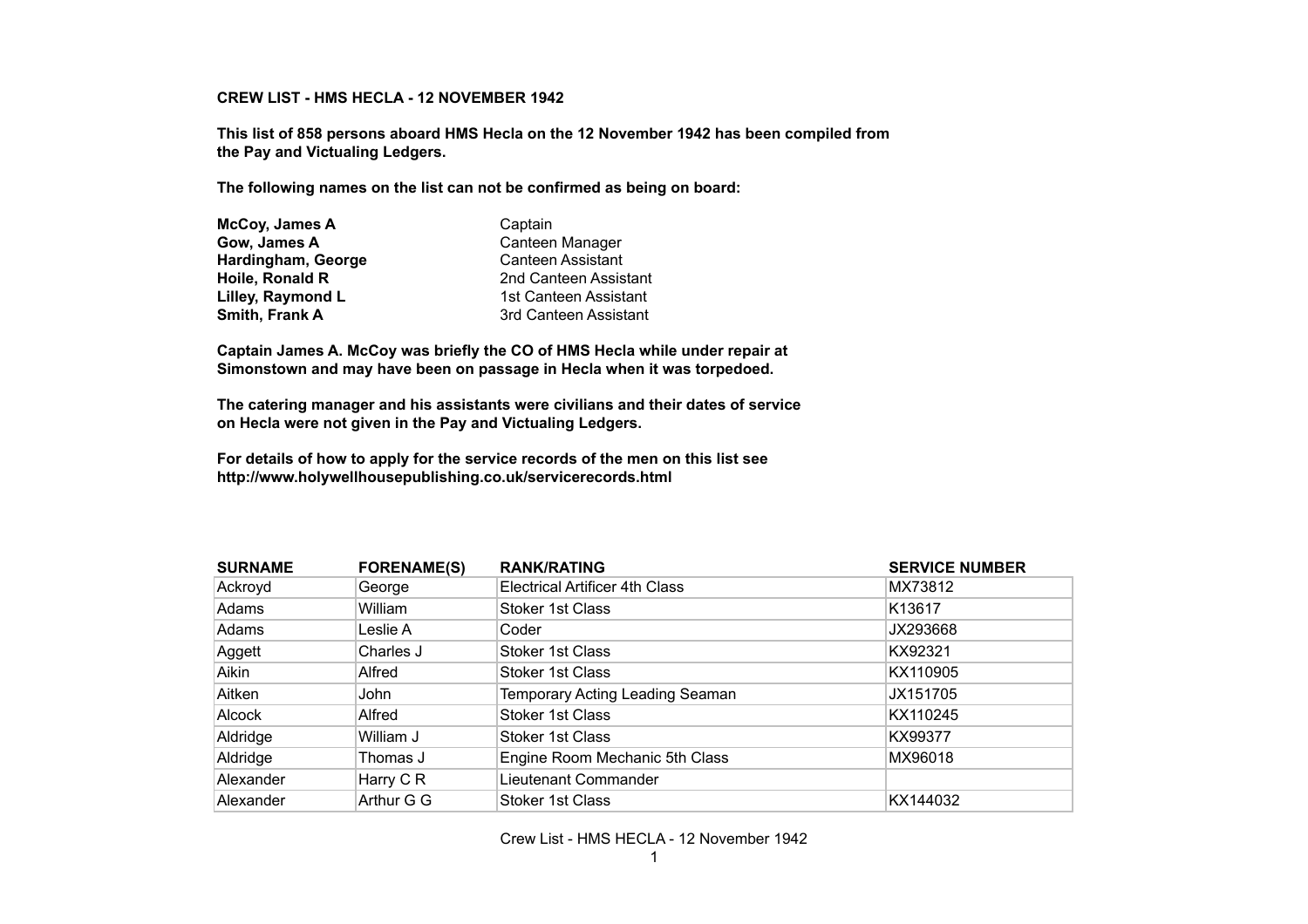# CREW LIST - HMS HECLA - 12 NOVEMBER 1942

**This list of 858 persons aboard HMS Hecla on the 12 November 1942 has been compiled from the Pay and Victualing Ledgers.**

**The following names on the list can not be confirmed as being on board:**

| | |
|---|---|
| **McCoy, James A** | Captain |
| **Gow, James A** | Canteen Manager |
| **Hardingham, George** | Canteen Assistant |
| **Hoile, Ronald R** | 2nd Canteen Assistant |
| **Lilley, Raymond L** | 1st Canteen Assistant |
| **Smith, Frank A** | 3rd Canteen Assistant |

**Captain James A. McCoy was briefly the CO of HMS Hecla while under repair at Simonstown and may have been on passage in Hecla when it was torpedoed.**

**The catering manager and his assistants were civilians and their dates of service on Hecla were not given in the Pay and Victualing Ledgers.**

**For details of how to apply for the service records of the men on this list see http://www.holywellhousepublishing.co.uk/servicerecords.html**

| SURNAME | FORENAME(S) | RANK/RATING | SERVICE NUMBER |
|---|---|---|---|
| Ackroyd | George | Electrical Artificer 4th Class | MX73812 |
| Adams | William | Stoker 1st Class | K13617 |
| Adams | Leslie A | Coder | JX293668 |
| Aggett | Charles J | Stoker 1st Class | KX92321 |
| Aikin | Alfred | Stoker 1st Class | KX110905 |
| Aitken | John | Temporary Acting Leading Seaman | JX151705 |
| Alcock | Alfred | Stoker 1st Class | KX110245 |
| Aldridge | William J | Stoker 1st Class | KX99377 |
| Aldridge | Thomas J | Engine Room Mechanic 5th Class | MX96018 |
| Alexander | Harry C R | Lieutenant Commander | |
| Alexander | Arthur G G | Stoker 1st Class | KX144032 |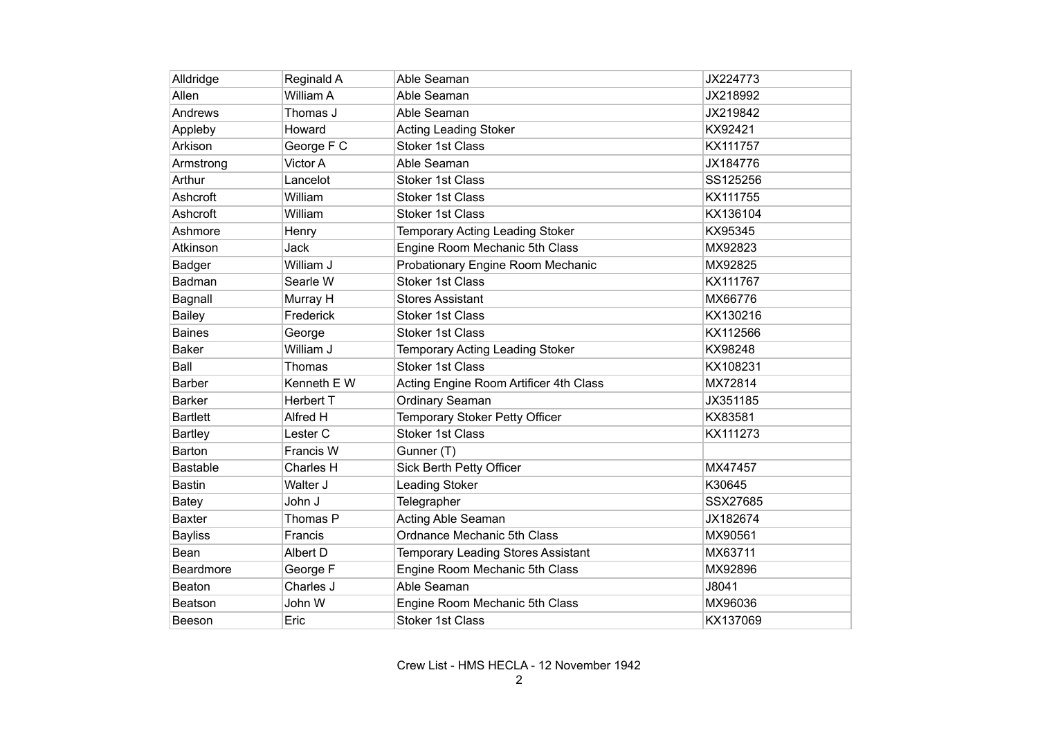| Alldridge | Reginald A | Able Seaman | JX224773 |
| --- | --- | --- | --- |
| Allen | William A | Able Seaman | JX218992 |
| Andrews | Thomas J | Able Seaman | JX219842 |
| Appleby | Howard | Acting Leading Stoker | KX92421 |
| Arkison | George F C | Stoker 1st Class | KX111757 |
| Armstrong | Victor A | Able Seaman | JX184776 |
| Arthur | Lancelot | Stoker 1st Class | SS125256 |
| Ashcroft | William | Stoker 1st Class | KX111755 |
| Ashcroft | William | Stoker 1st Class | KX136104 |
| Ashmore | Henry | Temporary Acting Leading Stoker | KX95345 |
| Atkinson | Jack | Engine Room Mechanic 5th Class | MX92823 |
| Badger | William J | Probationary Engine Room Mechanic | MX92825 |
| Badman | Searle W | Stoker 1st Class | KX111767 |
| Bagnall | Murray H | Stores Assistant | MX66776 |
| Bailey | Frederick | Stoker 1st Class | KX130216 |
| Baines | George | Stoker 1st Class | KX112566 |
| Baker | William J | Temporary Acting Leading Stoker | KX98248 |
| Ball | Thomas | Stoker 1st Class | KX108231 |
| Barber | Kenneth E W | Acting Engine Room Artificer 4th Class | MX72814 |
| Barker | Herbert T | Ordinary Seaman | JX351185 |
| Bartlett | Alfred H | Temporary Stoker Petty Officer | KX83581 |
| Bartley | Lester C | Stoker 1st Class | KX111273 |
| Barton | Francis W | Gunner (T) | |
| Bastable | Charles H | Sick Berth Petty Officer | MX47457 |
| Bastin | Walter J | Leading Stoker | K30645 |
| Batey | John J | Telegrapher | SSX27685 |
| Baxter | Thomas P | Acting Able Seaman | JX182674 |
| Bayliss | Francis | Ordnance Mechanic 5th Class | MX90561 |
| Bean | Albert D | Temporary Leading Stores Assistant | MX63711 |
| Beardmore | George F | Engine Room Mechanic 5th Class | MX92896 |
| Beaton | Charles J | Able Seaman | J8041 |
| Beatson | John W | Engine Room Mechanic 5th Class | MX96036 |
| Beeson | Eric | Stoker 1st Class | KX137069 |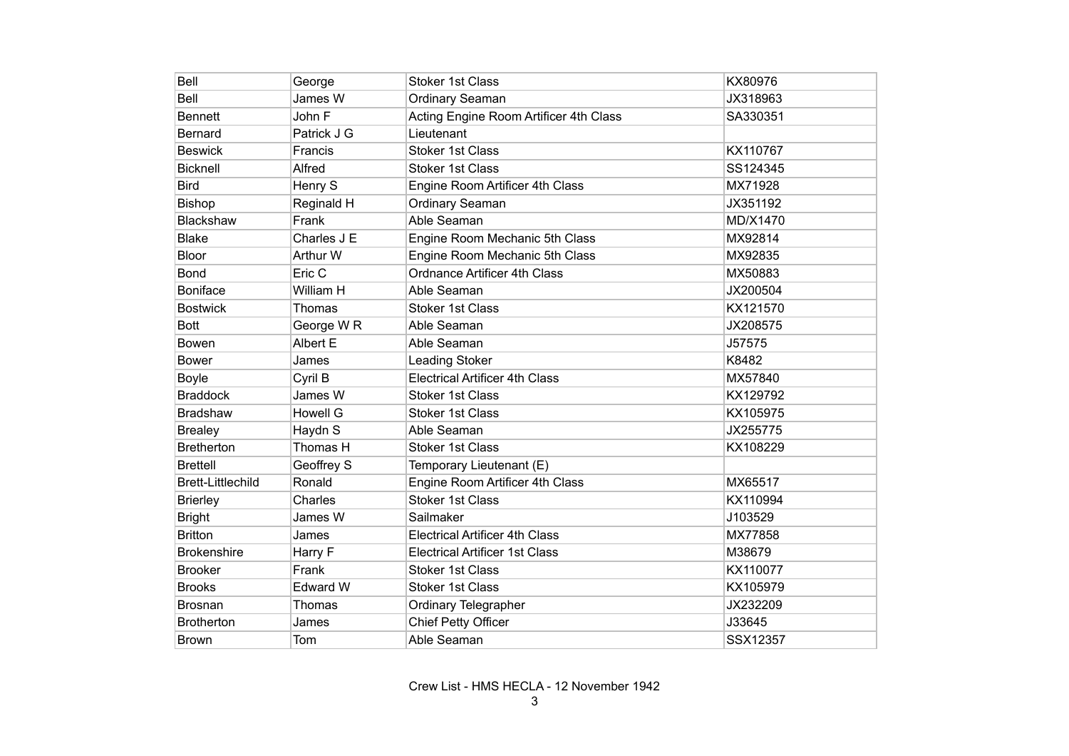| Bell | George | Stoker 1st Class | KX80976 |
|---|---|---|---|
| Bell | James W | Ordinary Seaman | JX318963 |
| Bennett | John F | Acting Engine Room Artificer 4th Class | SA330351 |
| Bernard | Patrick J G | Lieutenant | |
| Beswick | Francis | Stoker 1st Class | KX110767 |
| Bicknell | Alfred | Stoker 1st Class | SS124345 |
| Bird | Henry S | Engine Room Artificer 4th Class | MX71928 |
| Bishop | Reginald H | Ordinary Seaman | JX351192 |
| Blackshaw | Frank | Able Seaman | MD/X1470 |
| Blake | Charles J E | Engine Room Mechanic 5th Class | MX92814 |
| Bloor | Arthur W | Engine Room Mechanic 5th Class | MX92835 |
| Bond | Eric C | Ordnance Artificer 4th Class | MX50883 |
| Boniface | William H | Able Seaman | JX200504 |
| Bostwick | Thomas | Stoker 1st Class | KX121570 |
| Bott | George W R | Able Seaman | JX208575 |
| Bowen | Albert E | Able Seaman | J57575 |
| Bower | James | Leading Stoker | K8482 |
| Boyle | Cyril B | Electrical Artificer 4th Class | MX57840 |
| Braddock | James W | Stoker 1st Class | KX129792 |
| Bradshaw | Howell G | Stoker 1st Class | KX105975 |
| Brealey | Haydn S | Able Seaman | JX255775 |
| Bretherton | Thomas H | Stoker 1st Class | KX108229 |
| Brettell | Geoffrey S | Temporary Lieutenant (E) | |
| Brett-Littlechild | Ronald | Engine Room Artificer 4th Class | MX65517 |
| Brierley | Charles | Stoker 1st Class | KX110994 |
| Bright | James W | Sailmaker | J103529 |
| Britton | James | Electrical Artificer 4th Class | MX77858 |
| Brokenshire | Harry F | Electrical Artificer 1st Class | M38679 |
| Brooker | Frank | Stoker 1st Class | KX110077 |
| Brooks | Edward W | Stoker 1st Class | KX105979 |
| Brosnan | Thomas | Ordinary Telegrapher | JX232209 |
| Brotherton | James | Chief Petty Officer | J33645 |
| Brown | Tom | Able Seaman | SSX12357 |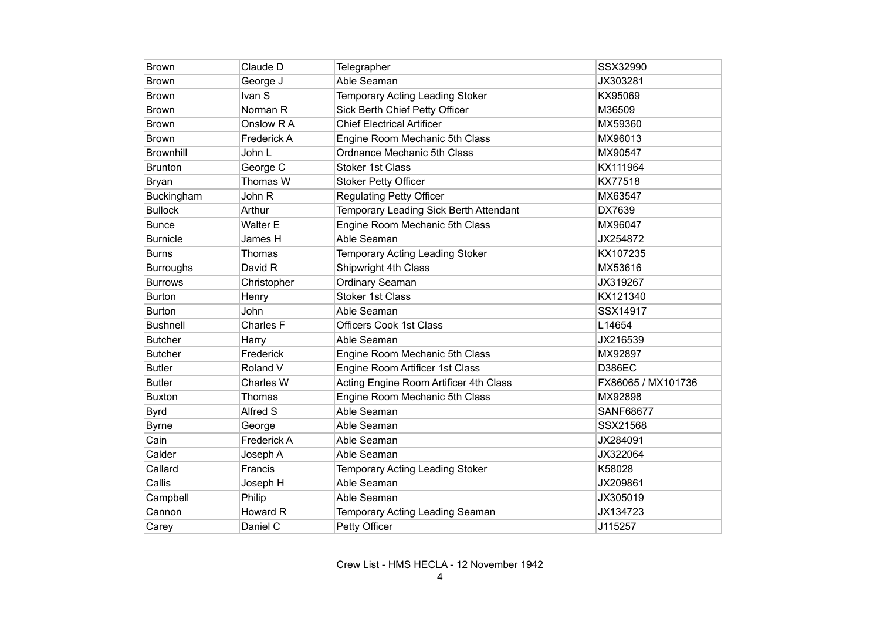| Brown | Claude D | Telegrapher | SSX32990 |
| --- | --- | --- | --- |
| Brown | George J | Able Seaman | JX303281 |
| Brown | Ivan S | Temporary Acting Leading Stoker | KX95069 |
| Brown | Norman R | Sick Berth Chief Petty Officer | M36509 |
| Brown | Onslow R A | Chief Electrical Artificer | MX59360 |
| Brown | Frederick A | Engine Room Mechanic 5th Class | MX96013 |
| Brownhill | John L | Ordnance Mechanic 5th Class | MX90547 |
| Brunton | George C | Stoker 1st Class | KX111964 |
| Bryan | Thomas W | Stoker Petty Officer | KX77518 |
| Buckingham | John R | Regulating Petty Officer | MX63547 |
| Bullock | Arthur | Temporary Leading Sick Berth Attendant | DX7639 |
| Bunce | Walter E | Engine Room Mechanic 5th Class | MX96047 |
| Burnicle | James H | Able Seaman | JX254872 |
| Burns | Thomas | Temporary Acting Leading Stoker | KX107235 |
| Burroughs | David R | Shipwright 4th Class | MX53616 |
| Burrows | Christopher | Ordinary Seaman | JX319267 |
| Burton | Henry | Stoker 1st Class | KX121340 |
| Burton | John | Able Seaman | SSX14917 |
| Bushnell | Charles F | Officers Cook 1st Class | L14654 |
| Butcher | Harry | Able Seaman | JX216539 |
| Butcher | Frederick | Engine Room Mechanic 5th Class | MX92897 |
| Butler | Roland V | Engine Room Artificer 1st Class | D386EC |
| Butler | Charles W | Acting Engine Room Artificer 4th Class | FX86065 / MX101736 |
| Buxton | Thomas | Engine Room Mechanic 5th Class | MX92898 |
| Byrd | Alfred S | Able Seaman | SANF68677 |
| Byrne | George | Able Seaman | SSX21568 |
| Cain | Frederick A | Able Seaman | JX284091 |
| Calder | Joseph A | Able Seaman | JX322064 |
| Callard | Francis | Temporary Acting Leading Stoker | K58028 |
| Callis | Joseph H | Able Seaman | JX209861 |
| Campbell | Philip | Able Seaman | JX305019 |
| Cannon | Howard R | Temporary Acting Leading Seaman | JX134723 |
| Carey | Daniel C | Petty Officer | J115257 |

Crew List - HMS HECLA - 12 November 1942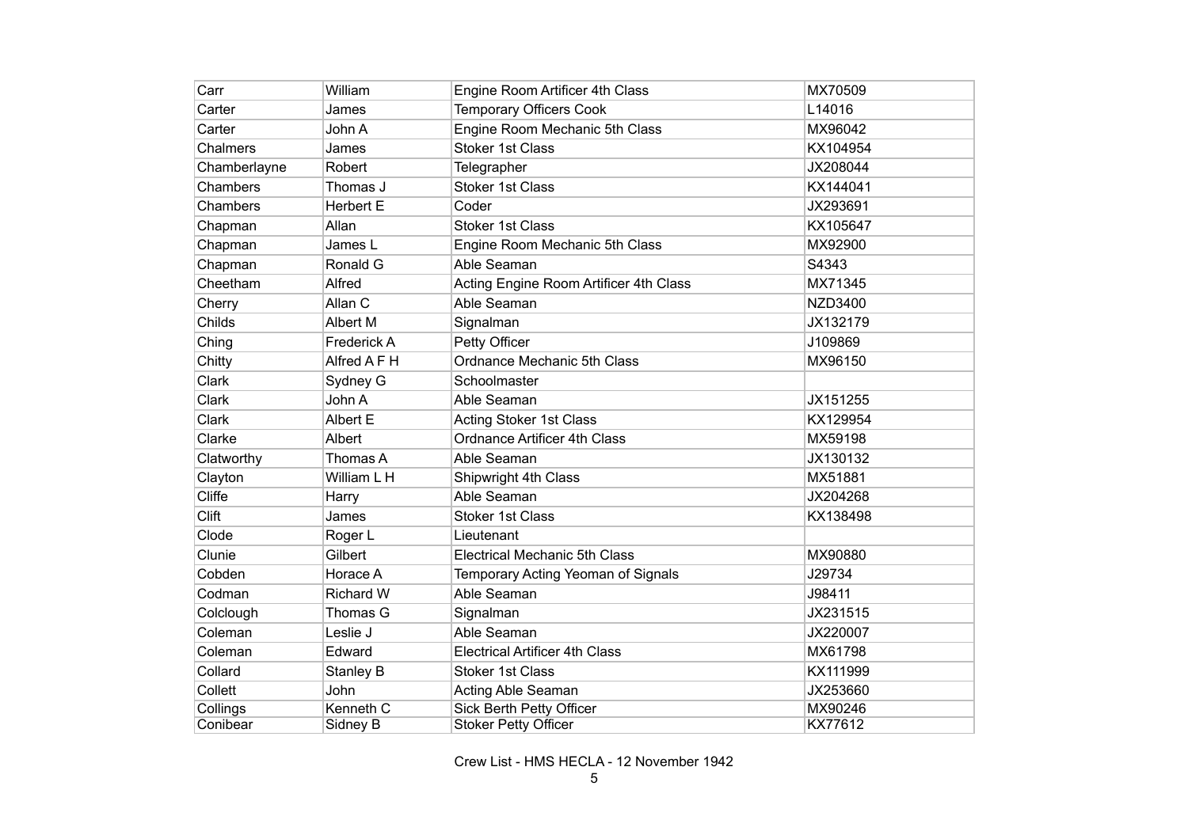| Carr | William | Engine Room Artificer 4th Class | MX70509 |
|---|---|---|---|
| Carter | James | Temporary Officers Cook | L14016 |
| Carter | John A | Engine Room Mechanic 5th Class | MX96042 |
| Chalmers | James | Stoker 1st Class | KX104954 |
| Chamberlayne | Robert | Telegrapher | JX208044 |
| Chambers | Thomas J | Stoker 1st Class | KX144041 |
| Chambers | Herbert E | Coder | JX293691 |
| Chapman | Allan | Stoker 1st Class | KX105647 |
| Chapman | James L | Engine Room Mechanic 5th Class | MX92900 |
| Chapman | Ronald G | Able Seaman | S4343 |
| Cheetham | Alfred | Acting Engine Room Artificer 4th Class | MX71345 |
| Cherry | Allan C | Able Seaman | NZD3400 |
| Childs | Albert M | Signalman | JX132179 |
| Ching | Frederick A | Petty Officer | J109869 |
| Chitty | Alfred A F H | Ordnance Mechanic 5th Class | MX96150 |
| Clark | Sydney G | Schoolmaster | |
| Clark | John A | Able Seaman | JX151255 |
| Clark | Albert E | Acting Stoker 1st Class | KX129954 |
| Clarke | Albert | Ordnance Artificer 4th Class | MX59198 |
| Clatworthy | Thomas A | Able Seaman | JX130132 |
| Clayton | William L H | Shipwright 4th Class | MX51881 |
| Cliffe | Harry | Able Seaman | JX204268 |
| Clift | James | Stoker 1st Class | KX138498 |
| Clode | Roger L | Lieutenant | |
| Clunie | Gilbert | Electrical Mechanic 5th Class | MX90880 |
| Cobden | Horace A | Temporary Acting Yeoman of Signals | J29734 |
| Codman | Richard W | Able Seaman | J98411 |
| Colclough | Thomas G | Signalman | JX231515 |
| Coleman | Leslie J | Able Seaman | JX220007 |
| Coleman | Edward | Electrical Artificer 4th Class | MX61798 |
| Collard | Stanley B | Stoker 1st Class | KX111999 |
| Collett | John | Acting Able Seaman | JX253660 |
| Collings | Kenneth C | Sick Berth Petty Officer | MX90246 |
| Conibear | Sidney B | Stoker Petty Officer | KX77612 |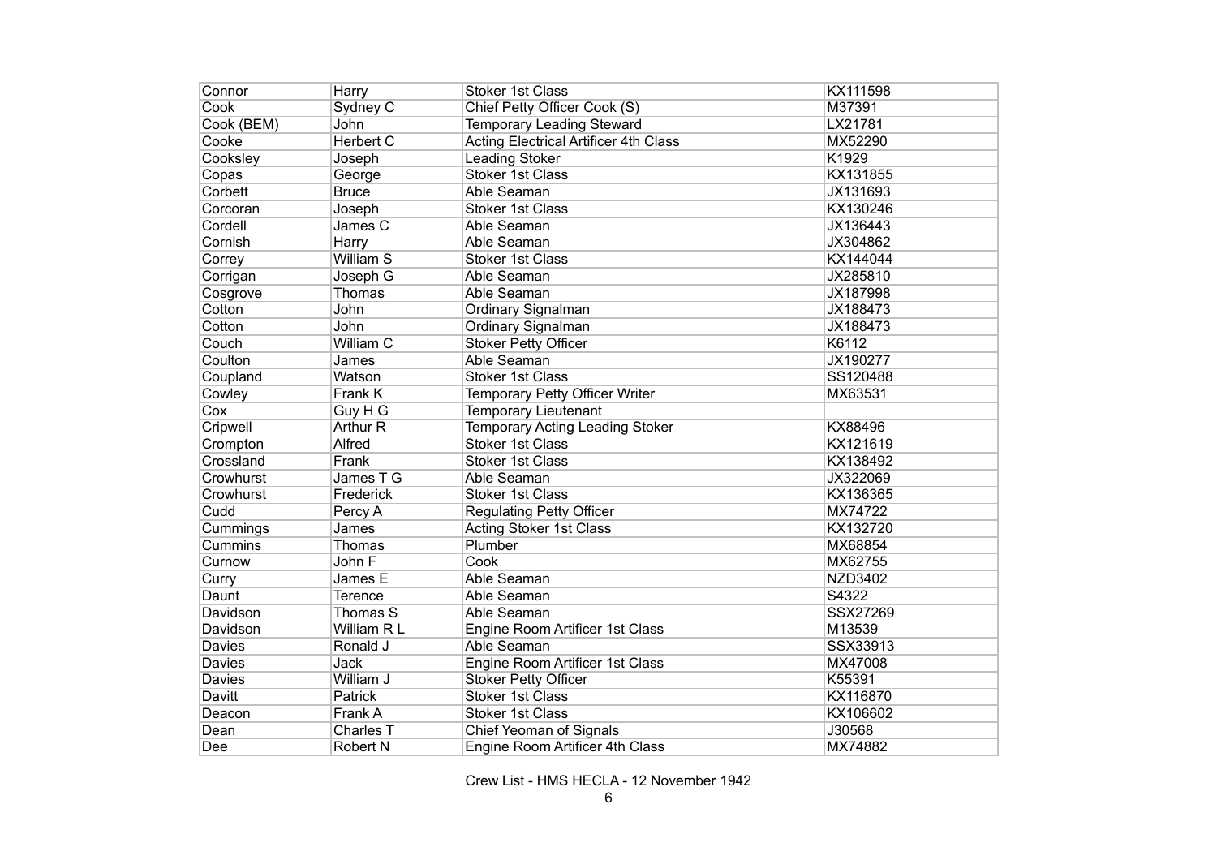| Connor | Harry | Stoker 1st Class | KX111598 |
|---|---|---|---|
| Cook | Sydney C | Chief Petty Officer Cook (S) | M37391 |
| Cook (BEM) | John | Temporary Leading Steward | LX21781 |
| Cooke | Herbert C | Acting Electrical Artificer 4th Class | MX52290 |
| Cooksley | Joseph | Leading Stoker | K1929 |
| Copas | George | Stoker 1st Class | KX131855 |
| Corbett | Bruce | Able Seaman | JX131693 |
| Corcoran | Joseph | Stoker 1st Class | KX130246 |
| Cordell | James C | Able Seaman | JX136443 |
| Cornish | Harry | Able Seaman | JX304862 |
| Correy | William S | Stoker 1st Class | KX144044 |
| Corrigan | Joseph G | Able Seaman | JX285810 |
| Cosgrove | Thomas | Able Seaman | JX187998 |
| Cotton | John | Ordinary Signalman | JX188473 |
| Cotton | John | Ordinary Signalman | JX188473 |
| Couch | William C | Stoker Petty Officer | K6112 |
| Coulton | James | Able Seaman | JX190277 |
| Coupland | Watson | Stoker 1st Class | SS120488 |
| Cowley | Frank K | Temporary Petty Officer Writer | MX63531 |
| Cox | Guy H G | Temporary Lieutenant | |
| Cripwell | Arthur R | Temporary Acting Leading Stoker | KX88496 |
| Crompton | Alfred | Stoker 1st Class | KX121619 |
| Crossland | Frank | Stoker 1st Class | KX138492 |
| Crowhurst | James T G | Able Seaman | JX322069 |
| Crowhurst | Frederick | Stoker 1st Class | KX136365 |
| Cudd | Percy A | Regulating Petty Officer | MX74722 |
| Cummings | James | Acting Stoker 1st Class | KX132720 |
| Cummins | Thomas | Plumber | MX68854 |
| Curnow | John F | Cook | MX62755 |
| Curry | James E | Able Seaman | NZD3402 |
| Daunt | Terence | Able Seaman | S4322 |
| Davidson | Thomas S | Able Seaman | SSX27269 |
| Davidson | William R L | Engine Room Artificer 1st Class | M13539 |
| Davies | Ronald J | Able Seaman | SSX33913 |
| Davies | Jack | Engine Room Artificer 1st Class | MX47008 |
| Davies | William J | Stoker Petty Officer | K55391 |
| Davitt | Patrick | Stoker 1st Class | KX116870 |
| Deacon | Frank A | Stoker 1st Class | KX106602 |
| Dean | Charles T | Chief Yeoman of Signals | J30568 |
| Dee | Robert N | Engine Room Artificer 4th Class | MX74882 |

Crew List - HMS HECLA - 12 November 1942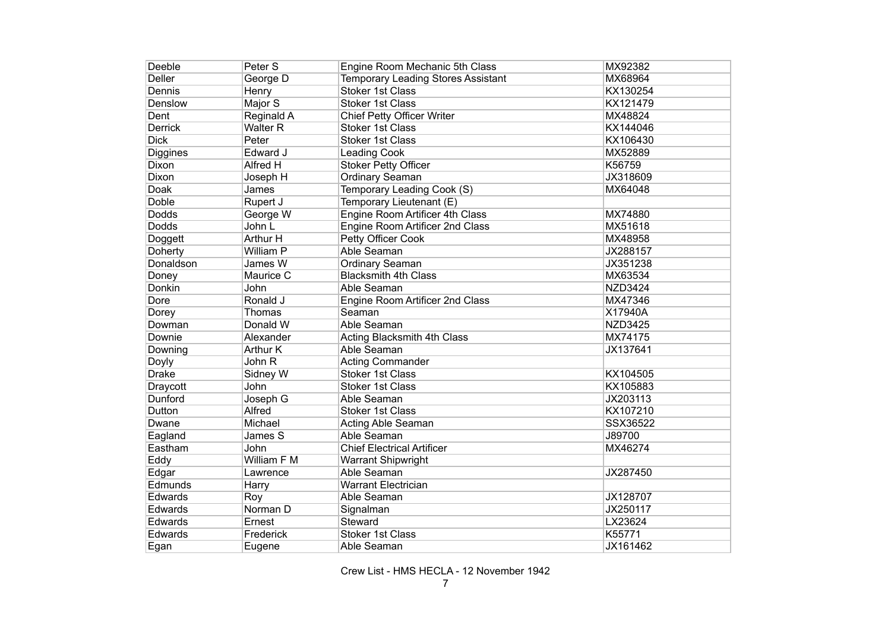| | | | |
|---|---|---|---|
| Deeble | Peter S | Engine Room Mechanic 5th Class | MX92382 |
| Deller | George D | Temporary Leading Stores Assistant | MX68964 |
| Dennis | Henry | Stoker 1st Class | KX130254 |
| Denslow | Major S | Stoker 1st Class | KX121479 |
| Dent | Reginald A | Chief Petty Officer Writer | MX48824 |
| Derrick | Walter R | Stoker 1st Class | KX144046 |
| Dick | Peter | Stoker 1st Class | KX106430 |
| Diggines | Edward J | Leading Cook | MX52889 |
| Dixon | Alfred H | Stoker Petty Officer | K56759 |
| Dixon | Joseph H | Ordinary Seaman | JX318609 |
| Doak | James | Temporary Leading Cook (S) | MX64048 |
| Doble | Rupert J | Temporary Lieutenant (E) | |
| Dodds | George W | Engine Room Artificer 4th Class | MX74880 |
| Dodds | John L | Engine Room Artificer 2nd Class | MX51618 |
| Doggett | Arthur H | Petty Officer Cook | MX48958 |
| Doherty | William P | Able Seaman | JX288157 |
| Donaldson | James W | Ordinary Seaman | JX351238 |
| Doney | Maurice C | Blacksmith 4th Class | MX63534 |
| Donkin | John | Able Seaman | NZD3424 |
| Dore | Ronald J | Engine Room Artificer 2nd Class | MX47346 |
| Dorey | Thomas | Seaman | X17940A |
| Dowman | Donald W | Able Seaman | NZD3425 |
| Downie | Alexander | Acting Blacksmith 4th Class | MX74175 |
| Downing | Arthur K | Able Seaman | JX137641 |
| Doyly | John R | Acting Commander | |
| Drake | Sidney W | Stoker 1st Class | KX104505 |
| Draycott | John | Stoker 1st Class | KX105883 |
| Dunford | Joseph G | Able Seaman | JX203113 |
| Dutton | Alfred | Stoker 1st Class | KX107210 |
| Dwane | Michael | Acting Able Seaman | SSX36522 |
| Eagland | James S | Able Seaman | J89700 |
| Eastham | John | Chief Electrical Artificer | MX46274 |
| Eddy | William F M | Warrant Shipwright | |
| Edgar | Lawrence | Able Seaman | JX287450 |
| Edmunds | Harry | Warrant Electrician | |
| Edwards | Roy | Able Seaman | JX128707 |
| Edwards | Norman D | Signalman | JX250117 |
| Edwards | Ernest | Steward | LX23624 |
| Edwards | Frederick | Stoker 1st Class | K55771 |
| Egan | Eugene | Able Seaman | JX161462 |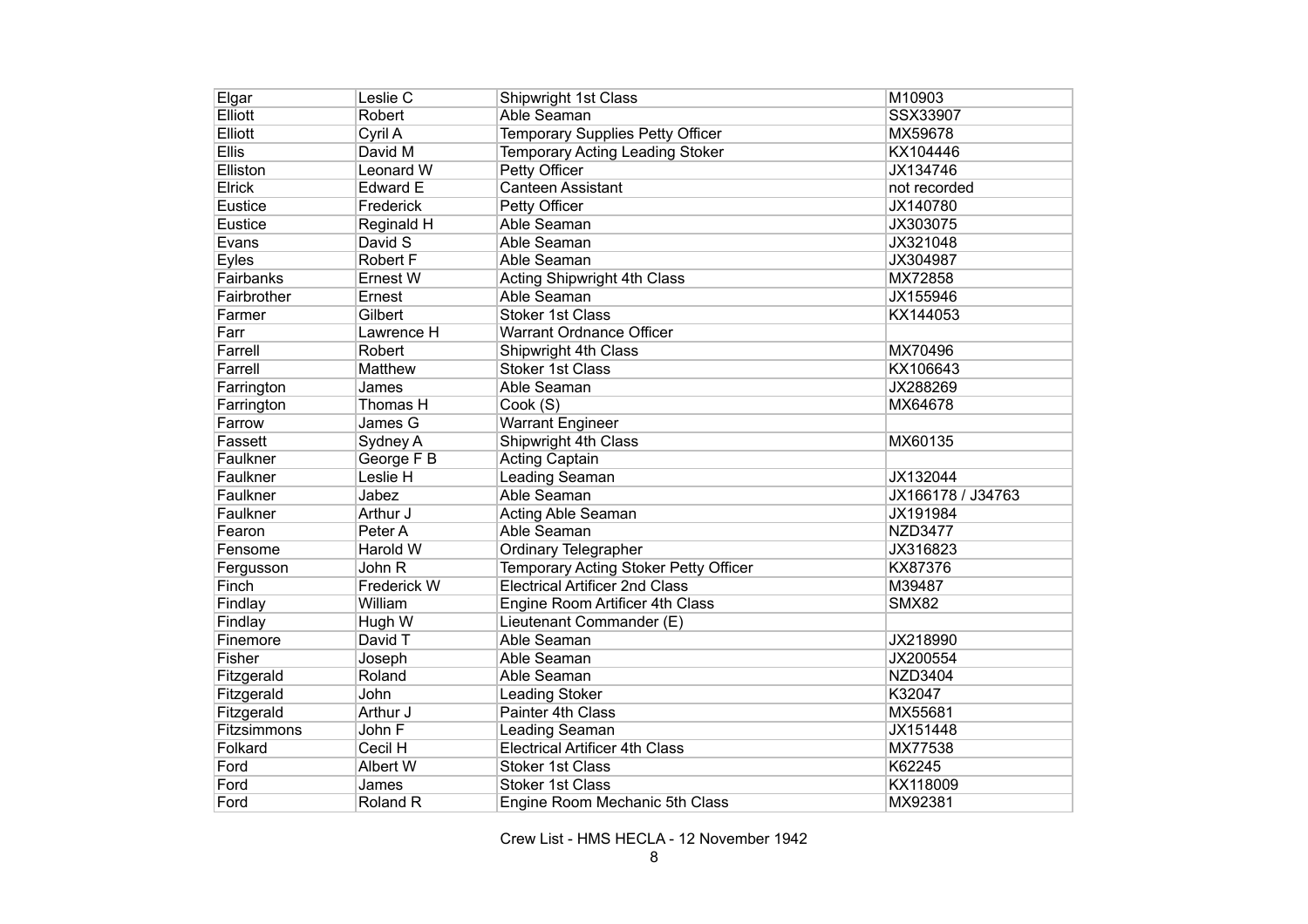| Elgar | Leslie C | Shipwright 1st Class | M10903 |
|---|---|---|---|
| Elliott | Robert | Able Seaman | SSX33907 |
| Elliott | Cyril A | Temporary Supplies Petty Officer | MX59678 |
| Ellis | David M | Temporary Acting Leading Stoker | KX104446 |
| Elliston | Leonard W | Petty Officer | JX134746 |
| Elrick | Edward E | Canteen Assistant | not recorded |
| Eustice | Frederick | Petty Officer | JX140780 |
| Eustice | Reginald H | Able Seaman | JX303075 |
| Evans | David S | Able Seaman | JX321048 |
| Eyles | Robert F | Able Seaman | JX304987 |
| Fairbanks | Ernest W | Acting Shipwright 4th Class | MX72858 |
| Fairbrother | Ernest | Able Seaman | JX155946 |
| Farmer | Gilbert | Stoker 1st Class | KX144053 |
| Farr | Lawrence H | Warrant Ordnance Officer | |
| Farrell | Robert | Shipwright 4th Class | MX70496 |
| Farrell | Matthew | Stoker 1st Class | KX106643 |
| Farrington | James | Able Seaman | JX288269 |
| Farrington | Thomas H | Cook (S) | MX64678 |
| Farrow | James G | Warrant Engineer | |
| Fassett | Sydney A | Shipwright 4th Class | MX60135 |
| Faulkner | George F B | Acting Captain | |
| Faulkner | Leslie H | Leading Seaman | JX132044 |
| Faulkner | Jabez | Able Seaman | JX166178 / J34763 |
| Faulkner | Arthur J | Acting Able Seaman | JX191984 |
| Fearon | Peter A | Able Seaman | NZD3477 |
| Fensome | Harold W | Ordinary Telegrapher | JX316823 |
| Fergusson | John R | Temporary Acting Stoker Petty Officer | KX87376 |
| Finch | Frederick W | Electrical Artificer 2nd Class | M39487 |
| Findlay | William | Engine Room Artificer 4th Class | SMX82 |
| Findlay | Hugh W | Lieutenant Commander (E) | |
| Finemore | David T | Able Seaman | JX218990 |
| Fisher | Joseph | Able Seaman | JX200554 |
| Fitzgerald | Roland | Able Seaman | NZD3404 |
| Fitzgerald | John | Leading Stoker | K32047 |
| Fitzgerald | Arthur J | Painter 4th Class | MX55681 |
| Fitzsimmons | John F | Leading Seaman | JX151448 |
| Folkard | Cecil H | Electrical Artificer 4th Class | MX77538 |
| Ford | Albert W | Stoker 1st Class | K62245 |
| Ford | James | Stoker 1st Class | KX118009 |
| Ford | Roland R | Engine Room Mechanic 5th Class | MX92381 |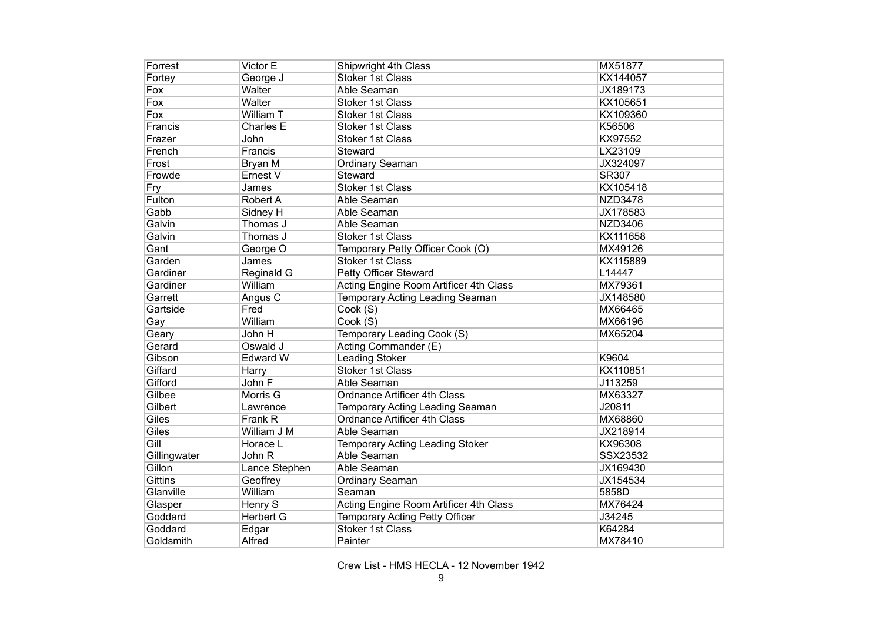| Forrest | Victor E | Shipwright 4th Class | MX51877 |
|---|---|---|---|
| Fortey | George J | Stoker 1st Class | KX144057 |
| Fox | Walter | Able Seaman | JX189173 |
| Fox | Walter | Stoker 1st Class | KX105651 |
| Fox | William T | Stoker 1st Class | KX109360 |
| Francis | Charles E | Stoker 1st Class | K56506 |
| Frazer | John | Stoker 1st Class | KX97552 |
| French | Francis | Steward | LX23109 |
| Frost | Bryan M | Ordinary Seaman | JX324097 |
| Frowde | Ernest V | Steward | SR307 |
| Fry | James | Stoker 1st Class | KX105418 |
| Fulton | Robert A | Able Seaman | NZD3478 |
| Gabb | Sidney H | Able Seaman | JX178583 |
| Galvin | Thomas J | Able Seaman | NZD3406 |
| Galvin | Thomas J | Stoker 1st Class | KX111658 |
| Gant | George O | Temporary Petty Officer Cook (O) | MX49126 |
| Garden | James | Stoker 1st Class | KX115889 |
| Gardiner | Reginald G | Petty Officer Steward | L14447 |
| Gardiner | William | Acting Engine Room Artificer 4th Class | MX79361 |
| Garrett | Angus C | Temporary Acting Leading Seaman | JX148580 |
| Gartside | Fred | Cook (S) | MX66465 |
| Gay | William | Cook (S) | MX66196 |
| Geary | John H | Temporary Leading Cook (S) | MX65204 |
| Gerard | Oswald J | Acting Commander (E) | |
| Gibson | Edward W | Leading Stoker | K9604 |
| Giffard | Harry | Stoker 1st Class | KX110851 |
| Gifford | John F | Able Seaman | J113259 |
| Gilbee | Morris G | Ordnance Artificer 4th Class | MX63327 |
| Gilbert | Lawrence | Temporary Acting Leading Seaman | J20811 |
| Giles | Frank R | Ordnance Artificer 4th Class | MX68860 |
| Giles | William J M | Able Seaman | JX218914 |
| Gill | Horace L | Temporary Acting Leading Stoker | KX96308 |
| Gillingwater | John R | Able Seaman | SSX23532 |
| Gillon | Lance Stephen | Able Seaman | JX169430 |
| Gittins | Geoffrey | Ordinary Seaman | JX154534 |
| Glanville | William | Seaman | 5858D |
| Glasper | Henry S | Acting Engine Room Artificer 4th Class | MX76424 |
| Goddard | Herbert G | Temporary Acting Petty Officer | J34245 |
| Goddard | Edgar | Stoker 1st Class | K64284 |
| Goldsmith | Alfred | Painter | MX78410 |

Crew List - HMS HECLA - 12 November 1942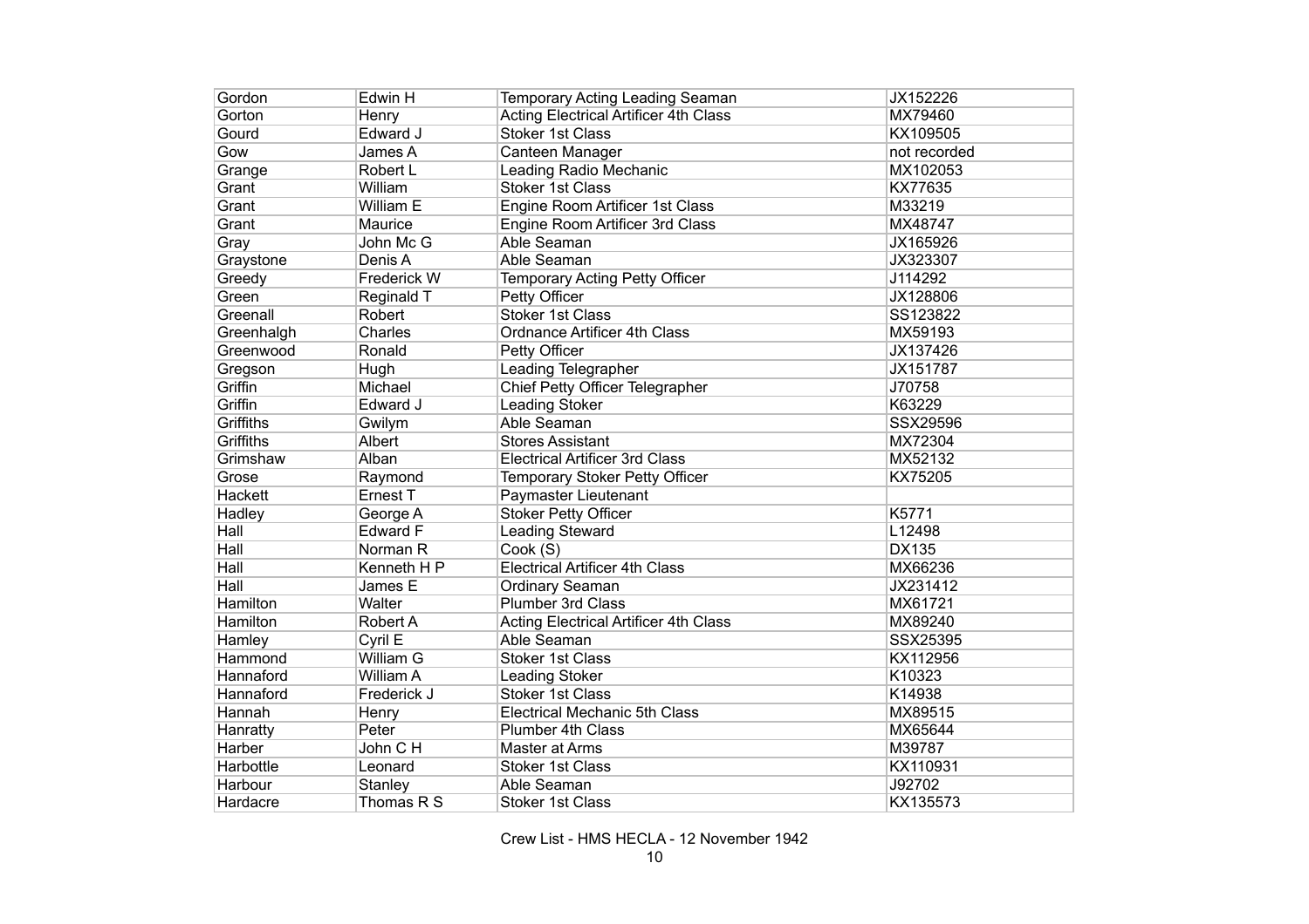| Gordon | Edwin H | Temporary Acting Leading Seaman | JX152226 |
|---|---|---|---|
| Gorton | Henry | Acting Electrical Artificer 4th Class | MX79460 |
| Gourd | Edward J | Stoker 1st Class | KX109505 |
| Gow | James A | Canteen Manager | not recorded |
| Grange | Robert L | Leading Radio Mechanic | MX102053 |
| Grant | William | Stoker 1st Class | KX77635 |
| Grant | William E | Engine Room Artificer 1st Class | M33219 |
| Grant | Maurice | Engine Room Artificer 3rd Class | MX48747 |
| Gray | John Mc G | Able Seaman | JX165926 |
| Graystone | Denis A | Able Seaman | JX323307 |
| Greedy | Frederick W | Temporary Acting Petty Officer | J114292 |
| Green | Reginald T | Petty Officer | JX128806 |
| Greenall | Robert | Stoker 1st Class | SS123822 |
| Greenhalgh | Charles | Ordnance Artificer 4th Class | MX59193 |
| Greenwood | Ronald | Petty Officer | JX137426 |
| Gregson | Hugh | Leading Telegrapher | JX151787 |
| Griffin | Michael | Chief Petty Officer Telegrapher | J70758 |
| Griffin | Edward J | Leading Stoker | K63229 |
| Griffiths | Gwilym | Able Seaman | SSX29596 |
| Griffiths | Albert | Stores Assistant | MX72304 |
| Grimshaw | Alban | Electrical Artificer 3rd Class | MX52132 |
| Grose | Raymond | Temporary Stoker Petty Officer | KX75205 |
| Hackett | Ernest T | Paymaster Lieutenant | |
| Hadley | George A | Stoker Petty Officer | K5771 |
| Hall | Edward F | Leading Steward | L12498 |
| Hall | Norman R | Cook (S) | DX135 |
| Hall | Kenneth H P | Electrical Artificer 4th Class | MX66236 |
| Hall | James E | Ordinary Seaman | JX231412 |
| Hamilton | Walter | Plumber 3rd Class | MX61721 |
| Hamilton | Robert A | Acting Electrical Artificer 4th Class | MX89240 |
| Hamley | Cyril E | Able Seaman | SSX25395 |
| Hammond | William G | Stoker 1st Class | KX112956 |
| Hannaford | William A | Leading Stoker | K10323 |
| Hannaford | Frederick J | Stoker 1st Class | K14938 |
| Hannah | Henry | Electrical Mechanic 5th Class | MX89515 |
| Hanratty | Peter | Plumber 4th Class | MX65644 |
| Harber | John C H | Master at Arms | M39787 |
| Harbottle | Leonard | Stoker 1st Class | KX110931 |
| Harbour | Stanley | Able Seaman | J92702 |
| Hardacre | Thomas R S | Stoker 1st Class | KX135573 |

Crew List - HMS HECLA - 12 November 1942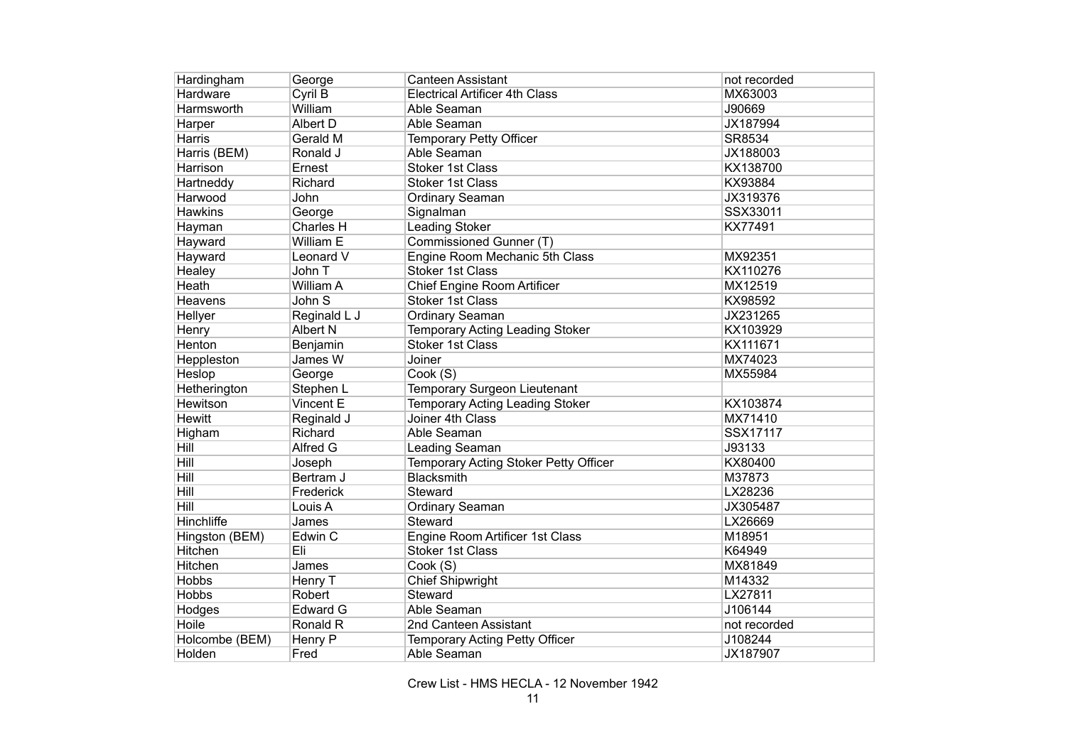| Hardingham | George | Canteen Assistant | not recorded |
|---|---|---|---|
| Hardware | Cyril B | Electrical Artificer 4th Class | MX63003 |
| Harmsworth | William | Able Seaman | J90669 |
| Harper | Albert D | Able Seaman | JX187994 |
| Harris | Gerald M | Temporary Petty Officer | SR8534 |
| Harris (BEM) | Ronald J | Able Seaman | JX188003 |
| Harrison | Ernest | Stoker 1st Class | KX138700 |
| Hartneddy | Richard | Stoker 1st Class | KX93884 |
| Harwood | John | Ordinary Seaman | JX319376 |
| Hawkins | George | Signalman | SSX33011 |
| Hayman | Charles H | Leading Stoker | KX77491 |
| Hayward | William E | Commissioned Gunner (T) | |
| Hayward | Leonard V | Engine Room Mechanic 5th Class | MX92351 |
| Healey | John T | Stoker 1st Class | KX110276 |
| Heath | William A | Chief Engine Room Artificer | MX12519 |
| Heavens | John S | Stoker 1st Class | KX98592 |
| Hellyer | Reginald L J | Ordinary Seaman | JX231265 |
| Henry | Albert N | Temporary Acting Leading Stoker | KX103929 |
| Henton | Benjamin | Stoker 1st Class | KX111671 |
| Heppleston | James W | Joiner | MX74023 |
| Heslop | George | Cook (S) | MX55984 |
| Hetherington | Stephen L | Temporary Surgeon Lieutenant | |
| Hewitson | Vincent E | Temporary Acting Leading Stoker | KX103874 |
| Hewitt | Reginald J | Joiner 4th Class | MX71410 |
| Higham | Richard | Able Seaman | SSX17117 |
| Hill | Alfred G | Leading Seaman | J93133 |
| Hill | Joseph | Temporary Acting Stoker Petty Officer | KX80400 |
| Hill | Bertram J | Blacksmith | M37873 |
| Hill | Frederick | Steward | LX28236 |
| Hill | Louis A | Ordinary Seaman | JX305487 |
| Hinchliffe | James | Steward | LX26669 |
| Hingston (BEM) | Edwin C | Engine Room Artificer 1st Class | M18951 |
| Hitchen | Eli | Stoker 1st Class | K64949 |
| Hitchen | James | Cook (S) | MX81849 |
| Hobbs | Henry T | Chief Shipwright | M14332 |
| Hobbs | Robert | Steward | LX27811 |
| Hodges | Edward G | Able Seaman | J106144 |
| Hoile | Ronald R | 2nd Canteen Assistant | not recorded |
| Holcombe (BEM) | Henry P | Temporary Acting Petty Officer | J108244 |
| Holden | Fred | Able Seaman | JX187907 |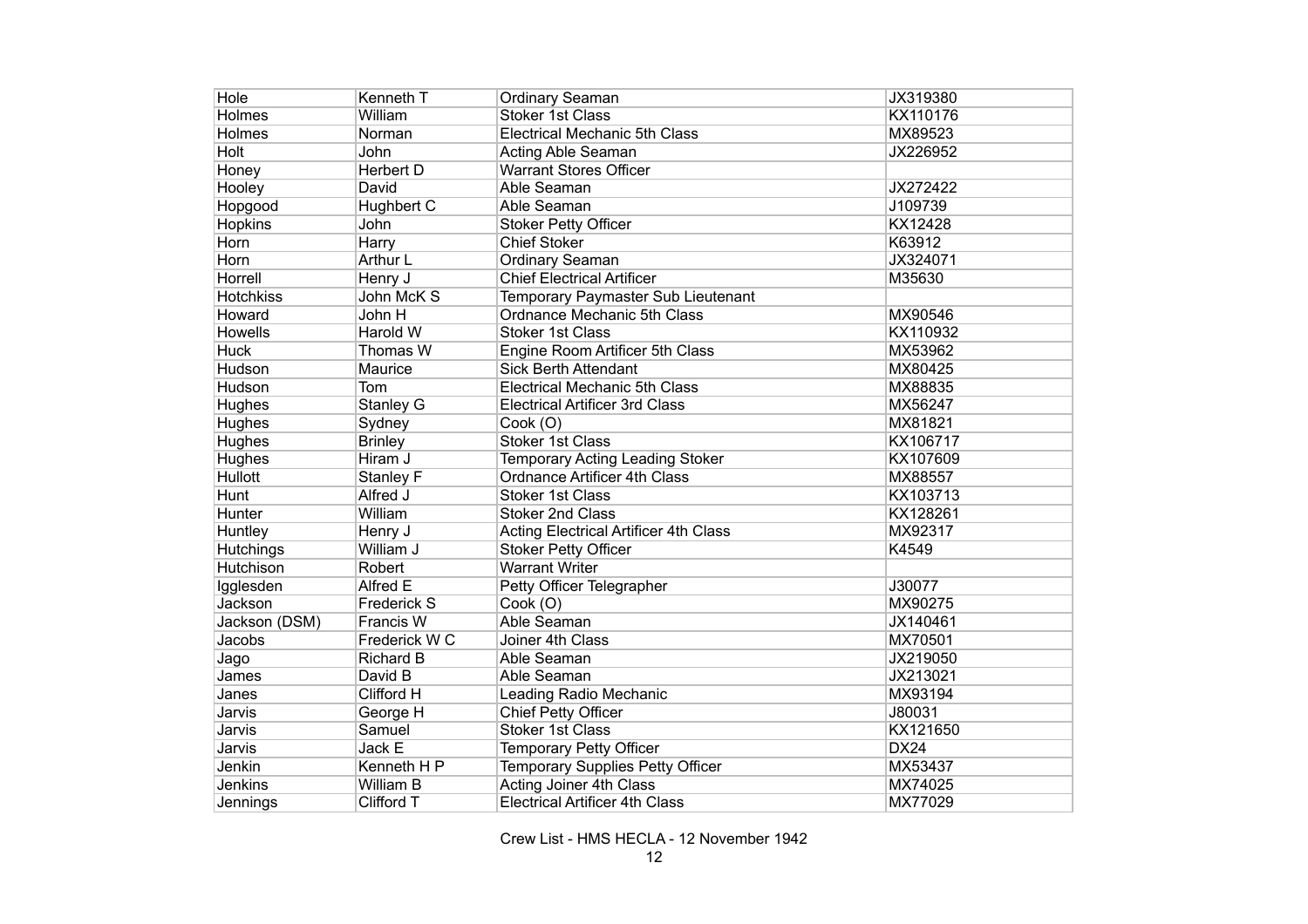| Hole | Kenneth T | Ordinary Seaman | JX319380 |
|---|---|---|---|
| Holmes | William | Stoker 1st Class | KX110176 |
| Holmes | Norman | Electrical Mechanic 5th Class | MX89523 |
| Holt | John | Acting Able Seaman | JX226952 |
| Honey | Herbert D | Warrant Stores Officer | |
| Hooley | David | Able Seaman | JX272422 |
| Hopgood | Hughbert C | Able Seaman | J109739 |
| Hopkins | John | Stoker Petty Officer | KX12428 |
| Horn | Harry | Chief Stoker | K63912 |
| Horn | Arthur L | Ordinary Seaman | JX324071 |
| Horrell | Henry J | Chief Electrical Artificer | M35630 |
| Hotchkiss | John McK S | Temporary Paymaster Sub Lieutenant | |
| Howard | John H | Ordnance Mechanic 5th Class | MX90546 |
| Howells | Harold W | Stoker 1st Class | KX110932 |
| Huck | Thomas W | Engine Room Artificer 5th Class | MX53962 |
| Hudson | Maurice | Sick Berth Attendant | MX80425 |
| Hudson | Tom | Electrical Mechanic 5th Class | MX88835 |
| Hughes | Stanley G | Electrical Artificer 3rd Class | MX56247 |
| Hughes | Sydney | Cook (O) | MX81821 |
| Hughes | Brinley | Stoker 1st Class | KX106717 |
| Hughes | Hiram J | Temporary Acting Leading Stoker | KX107609 |
| Hullott | Stanley F | Ordnance Artificer 4th Class | MX88557 |
| Hunt | Alfred J | Stoker 1st Class | KX103713 |
| Hunter | William | Stoker 2nd Class | KX128261 |
| Huntley | Henry J | Acting Electrical Artificer 4th Class | MX92317 |
| Hutchings | William J | Stoker Petty Officer | K4549 |
| Hutchison | Robert | Warrant Writer | |
| Igglesden | Alfred E | Petty Officer Telegrapher | J30077 |
| Jackson | Frederick S | Cook (O) | MX90275 |
| Jackson (DSM) | Francis W | Able Seaman | JX140461 |
| Jacobs | Frederick W C | Joiner 4th Class | MX70501 |
| Jago | Richard B | Able Seaman | JX219050 |
| James | David B | Able Seaman | JX213021 |
| Janes | Clifford H | Leading Radio Mechanic | MX93194 |
| Jarvis | George H | Chief Petty Officer | J80031 |
| Jarvis | Samuel | Stoker 1st Class | KX121650 |
| Jarvis | Jack E | Temporary Petty Officer | DX24 |
| Jenkin | Kenneth H P | Temporary Supplies Petty Officer | MX53437 |
| Jenkins | William B | Acting Joiner 4th Class | MX74025 |
| Jennings | Clifford T | Electrical Artificer 4th Class | MX77029 |

Crew List - HMS HECLA - 12 November 1942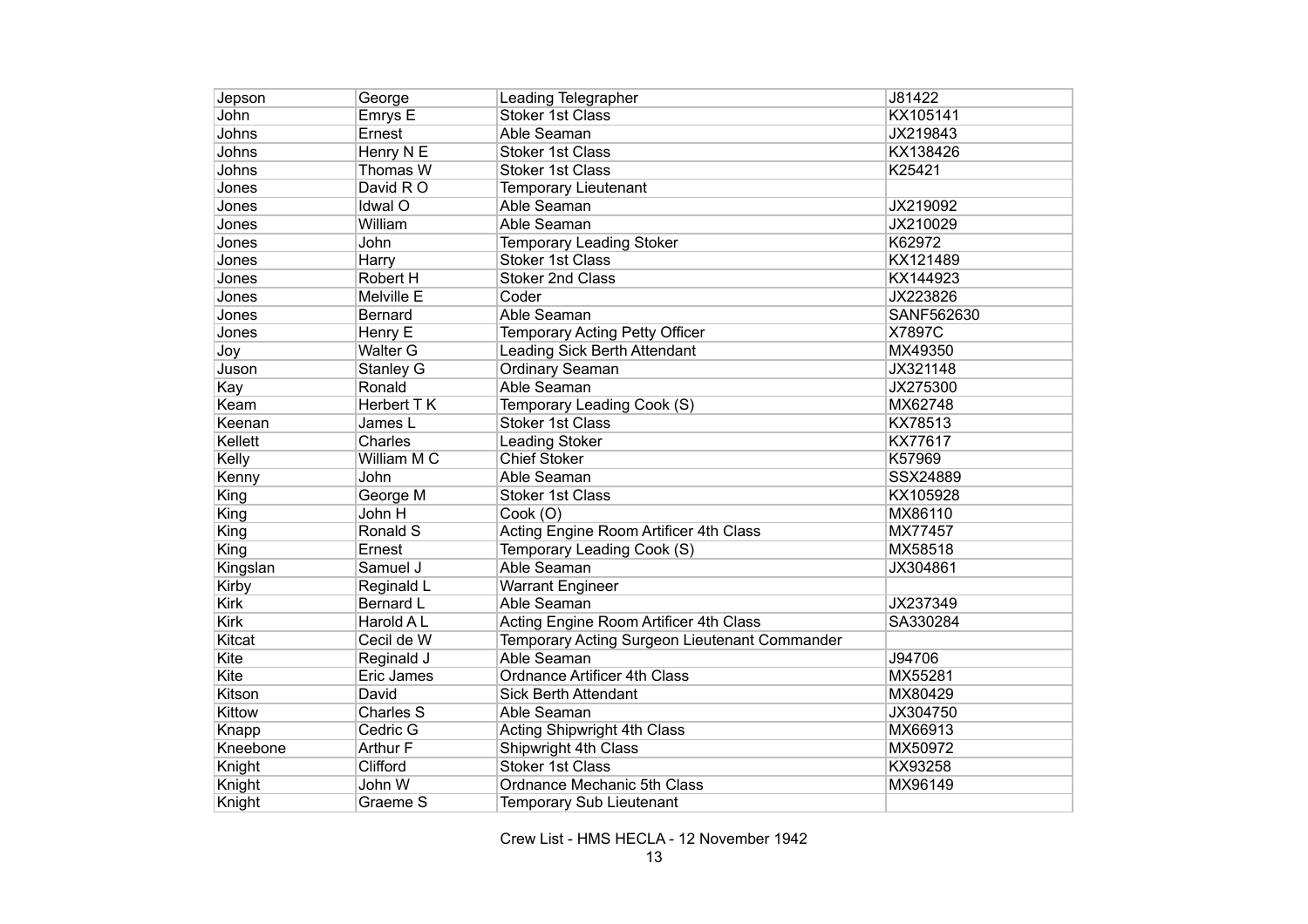| Jepson | George | Leading Telegrapher | J81422 |
|---|---|---|---|
| John | Emrys E | Stoker 1st Class | KX105141 |
| Johns | Ernest | Able Seaman | JX219843 |
| Johns | Henry N E | Stoker 1st Class | KX138426 |
| Johns | Thomas W | Stoker 1st Class | K25421 |
| Jones | David R O | Temporary Lieutenant | |
| Jones | Idwal O | Able Seaman | JX219092 |
| Jones | William | Able Seaman | JX210029 |
| Jones | John | Temporary Leading Stoker | K62972 |
| Jones | Harry | Stoker 1st Class | KX121489 |
| Jones | Robert H | Stoker 2nd Class | KX144923 |
| Jones | Melville E | Coder | JX223826 |
| Jones | Bernard | Able Seaman | SANF562630 |
| Jones | Henry E | Temporary Acting Petty Officer | X7897C |
| Joy | Walter G | Leading Sick Berth Attendant | MX49350 |
| Juson | Stanley G | Ordinary Seaman | JX321148 |
| Kay | Ronald | Able Seaman | JX275300 |
| Keam | Herbert T K | Temporary Leading Cook (S) | MX62748 |
| Keenan | James L | Stoker 1st Class | KX78513 |
| Kellett | Charles | Leading Stoker | KX77617 |
| Kelly | William M C | Chief Stoker | K57969 |
| Kenny | John | Able Seaman | SSX24889 |
| King | George M | Stoker 1st Class | KX105928 |
| King | John H | Cook (O) | MX86110 |
| King | Ronald S | Acting Engine Room Artificer 4th Class | MX77457 |
| King | Ernest | Temporary Leading Cook (S) | MX58518 |
| Kingslan | Samuel J | Able Seaman | JX304861 |
| Kirby | Reginald L | Warrant Engineer | |
| Kirk | Bernard L | Able Seaman | JX237349 |
| Kirk | Harold A L | Acting Engine Room Artificer 4th Class | SA330284 |
| Kitcat | Cecil de W | Temporary Acting Surgeon Lieutenant Commander | |
| Kite | Reginald J | Able Seaman | J94706 |
| Kite | Eric James | Ordnance Artificer 4th Class | MX55281 |
| Kitson | David | Sick Berth Attendant | MX80429 |
| Kittow | Charles S | Able Seaman | JX304750 |
| Knapp | Cedric G | Acting Shipwright 4th Class | MX66913 |
| Kneebone | Arthur F | Shipwright 4th Class | MX50972 |
| Knight | Clifford | Stoker 1st Class | KX93258 |
| Knight | John W | Ordnance Mechanic 5th Class | MX96149 |
| Knight | Graeme S | Temporary Sub Lieutenant | |

Crew List - HMS HECLA - 12 November 1942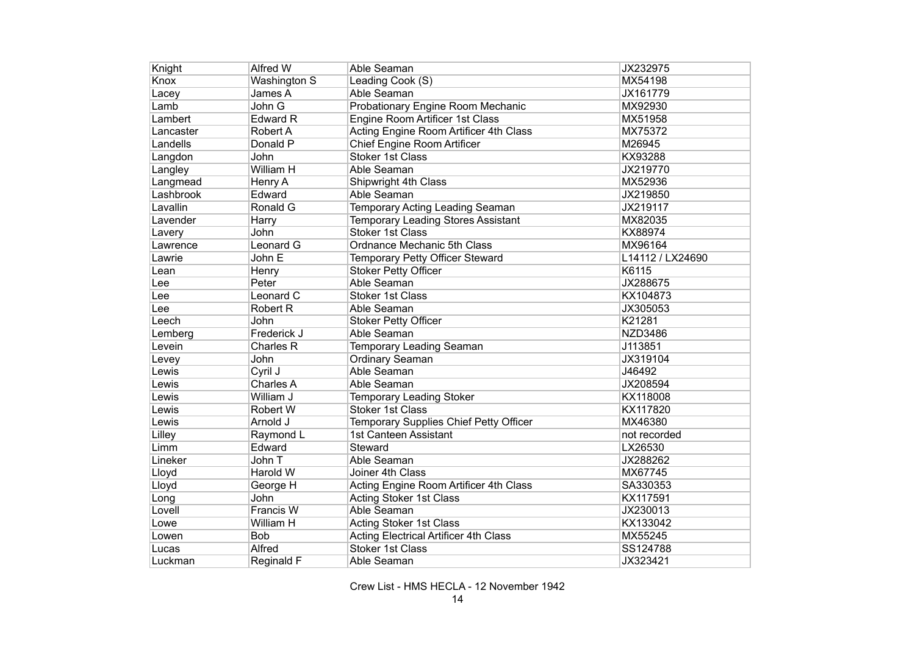| Knight | Alfred W | Able Seaman | JX232975 |
|---|---|---|---|
| Knox | Washington S | Leading Cook (S) | MX54198 |
| Lacey | James A | Able Seaman | JX161779 |
| Lamb | John G | Probationary Engine Room Mechanic | MX92930 |
| Lambert | Edward R | Engine Room Artificer 1st Class | MX51958 |
| Lancaster | Robert A | Acting Engine Room Artificer 4th Class | MX75372 |
| Landells | Donald P | Chief Engine Room Artificer | M26945 |
| Langdon | John | Stoker 1st Class | KX93288 |
| Langley | William H | Able Seaman | JX219770 |
| Langmead | Henry A | Shipwright 4th Class | MX52936 |
| Lashbrook | Edward | Able Seaman | JX219850 |
| Lavallin | Ronald G | Temporary Acting Leading Seaman | JX219117 |
| Lavender | Harry | Temporary Leading Stores Assistant | MX82035 |
| Lavery | John | Stoker 1st Class | KX88974 |
| Lawrence | Leonard G | Ordnance Mechanic 5th Class | MX96164 |
| Lawrie | John E | Temporary Petty Officer Steward | L14112 / LX24690 |
| Lean | Henry | Stoker Petty Officer | K6115 |
| Lee | Peter | Able Seaman | JX288675 |
| Lee | Leonard C | Stoker 1st Class | KX104873 |
| Lee | Robert R | Able Seaman | JX305053 |
| Leech | John | Stoker Petty Officer | K21281 |
| Lemberg | Frederick J | Able Seaman | NZD3486 |
| Levein | Charles R | Temporary Leading Seaman | J113851 |
| Levey | John | Ordinary Seaman | JX319104 |
| Lewis | Cyril J | Able Seaman | J46492 |
| Lewis | Charles A | Able Seaman | JX208594 |
| Lewis | William J | Temporary Leading Stoker | KX118008 |
| Lewis | Robert W | Stoker 1st Class | KX117820 |
| Lewis | Arnold J | Temporary Supplies Chief Petty Officer | MX46380 |
| Lilley | Raymond L | 1st Canteen Assistant | not recorded |
| Limm | Edward | Steward | LX26530 |
| Lineker | John T | Able Seaman | JX288262 |
| Lloyd | Harold W | Joiner 4th Class | MX67745 |
| Lloyd | George H | Acting Engine Room Artificer 4th Class | SA330353 |
| Long | John | Acting Stoker 1st Class | KX117591 |
| Lovell | Francis W | Able Seaman | JX230013 |
| Lowe | William H | Acting Stoker 1st Class | KX133042 |
| Lowen | Bob | Acting Electrical Artificer 4th Class | MX55245 |
| Lucas | Alfred | Stoker 1st Class | SS124788 |
| Luckman | Reginald F | Able Seaman | JX323421 |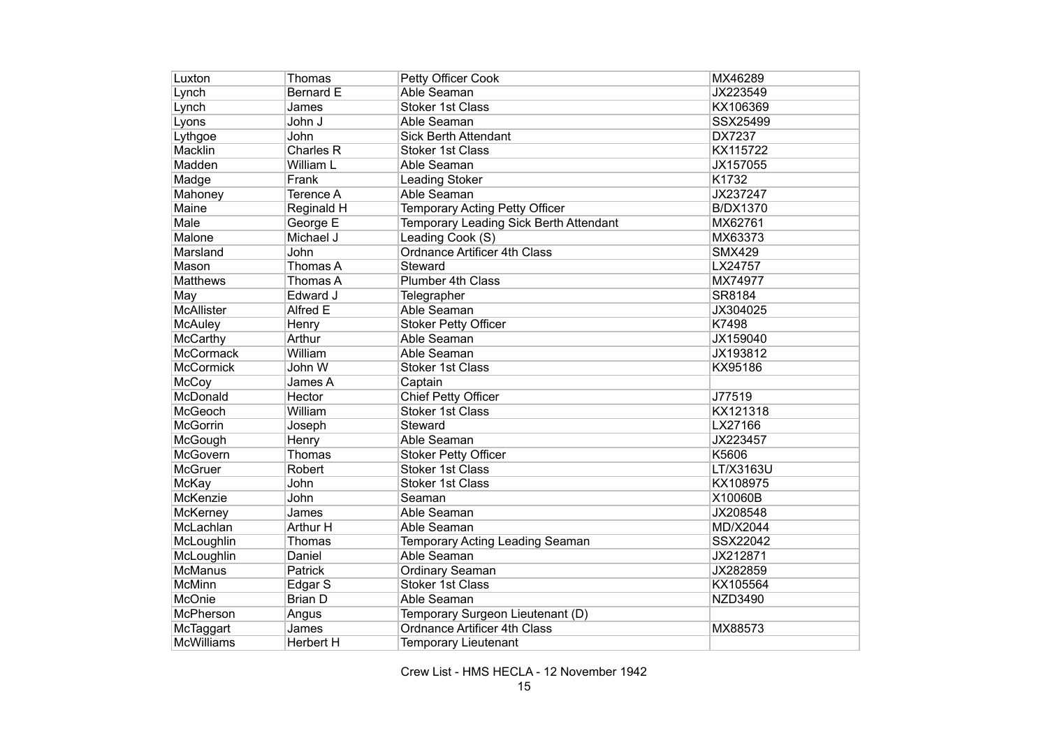| Luxton | Thomas | Petty Officer Cook | MX46289 |
|---|---|---|---|
| Lynch | Bernard E | Able Seaman | JX223549 |
| Lynch | James | Stoker 1st Class | KX106369 |
| Lyons | John J | Able Seaman | SSX25499 |
| Lythgoe | John | Sick Berth Attendant | DX7237 |
| Macklin | Charles R | Stoker 1st Class | KX115722 |
| Madden | William L | Able Seaman | JX157055 |
| Madge | Frank | Leading Stoker | K1732 |
| Mahoney | Terence A | Able Seaman | JX237247 |
| Maine | Reginald H | Temporary Acting Petty Officer | B/DX1370 |
| Male | George E | Temporary Leading Sick Berth Attendant | MX62761 |
| Malone | Michael J | Leading Cook (S) | MX63373 |
| Marsland | John | Ordnance Artificer 4th Class | SMX429 |
| Mason | Thomas A | Steward | LX24757 |
| Matthews | Thomas A | Plumber 4th Class | MX74977 |
| May | Edward J | Telegrapher | SR8184 |
| McAllister | Alfred E | Able Seaman | JX304025 |
| McAuley | Henry | Stoker Petty Officer | K7498 |
| McCarthy | Arthur | Able Seaman | JX159040 |
| McCormack | William | Able Seaman | JX193812 |
| McCormick | John W | Stoker 1st Class | KX95186 |
| McCoy | James A | Captain | |
| McDonald | Hector | Chief Petty Officer | J77519 |
| McGeoch | William | Stoker 1st Class | KX121318 |
| McGorrin | Joseph | Steward | LX27166 |
| McGough | Henry | Able Seaman | JX223457 |
| McGovern | Thomas | Stoker Petty Officer | K5606 |
| McGruer | Robert | Stoker 1st Class | LT/X3163U |
| McKay | John | Stoker 1st Class | KX108975 |
| McKenzie | John | Seaman | X10060B |
| McKerney | James | Able Seaman | JX208548 |
| McLachlan | Arthur H | Able Seaman | MD/X2044 |
| McLoughlin | Thomas | Temporary Acting Leading Seaman | SSX22042 |
| McLoughlin | Daniel | Able Seaman | JX212871 |
| McManus | Patrick | Ordinary Seaman | JX282859 |
| McMinn | Edgar S | Stoker 1st Class | KX105564 |
| McOnie | Brian D | Able Seaman | NZD3490 |
| McPherson | Angus | Temporary Surgeon Lieutenant (D) | |
| McTaggart | James | Ordnance Artificer 4th Class | MX88573 |
| McWilliams | Herbert H | Temporary Lieutenant | |

Crew List - HMS HECLA - 12 November 1942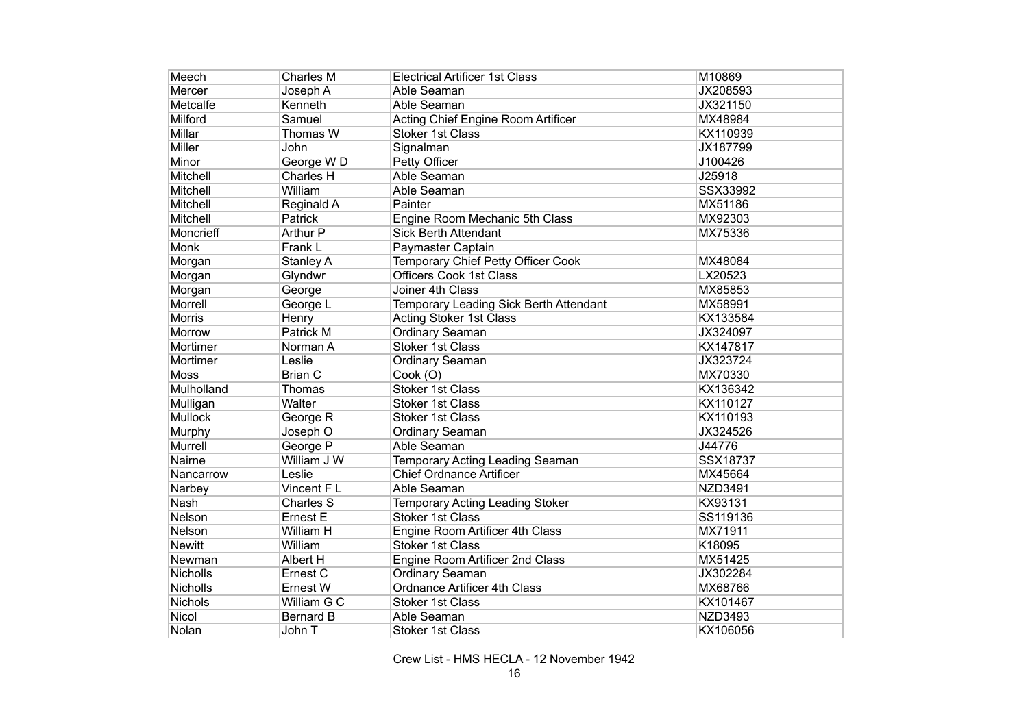| Meech | Charles M | Electrical Artificer 1st Class | M10869 |
|---|---|---|---|
| Mercer | Joseph A | Able Seaman | JX208593 |
| Metcalfe | Kenneth | Able Seaman | JX321150 |
| Milford | Samuel | Acting Chief Engine Room Artificer | MX48984 |
| Millar | Thomas W | Stoker 1st Class | KX110939 |
| Miller | John | Signalman | JX187799 |
| Minor | George W D | Petty Officer | J100426 |
| Mitchell | Charles H | Able Seaman | J25918 |
| Mitchell | William | Able Seaman | SSX33992 |
| Mitchell | Reginald A | Painter | MX51186 |
| Mitchell | Patrick | Engine Room Mechanic 5th Class | MX92303 |
| Moncrieff | Arthur P | Sick Berth Attendant | MX75336 |
| Monk | Frank L | Paymaster Captain | |
| Morgan | Stanley A | Temporary Chief Petty Officer Cook | MX48084 |
| Morgan | Glyndwr | Officers Cook 1st Class | LX20523 |
| Morgan | George | Joiner 4th Class | MX85853 |
| Morrell | George L | Temporary Leading Sick Berth Attendant | MX58991 |
| Morris | Henry | Acting Stoker 1st Class | KX133584 |
| Morrow | Patrick M | Ordinary Seaman | JX324097 |
| Mortimer | Norman A | Stoker 1st Class | KX147817 |
| Mortimer | Leslie | Ordinary Seaman | JX323724 |
| Moss | Brian C | Cook (O) | MX70330 |
| Mulholland | Thomas | Stoker 1st Class | KX136342 |
| Mulligan | Walter | Stoker 1st Class | KX110127 |
| Mullock | George R | Stoker 1st Class | KX110193 |
| Murphy | Joseph O | Ordinary Seaman | JX324526 |
| Murrell | George P | Able Seaman | J44776 |
| Nairne | William J W | Temporary Acting Leading Seaman | SSX18737 |
| Nancarrow | Leslie | Chief Ordnance Artificer | MX45664 |
| Narbey | Vincent F L | Able Seaman | NZD3491 |
| Nash | Charles S | Temporary Acting Leading Stoker | KX93131 |
| Nelson | Ernest E | Stoker 1st Class | SS119136 |
| Nelson | William H | Engine Room Artificer 4th Class | MX71911 |
| Newitt | William | Stoker 1st Class | K18095 |
| Newman | Albert H | Engine Room Artificer 2nd Class | MX51425 |
| Nicholls | Ernest C | Ordinary Seaman | JX302284 |
| Nicholls | Ernest W | Ordnance Artificer 4th Class | MX68766 |
| Nichols | William G C | Stoker 1st Class | KX101467 |
| Nicol | Bernard B | Able Seaman | NZD3493 |
| Nolan | John T | Stoker 1st Class | KX106056 |

Crew List - HMS HECLA - 12 November 1942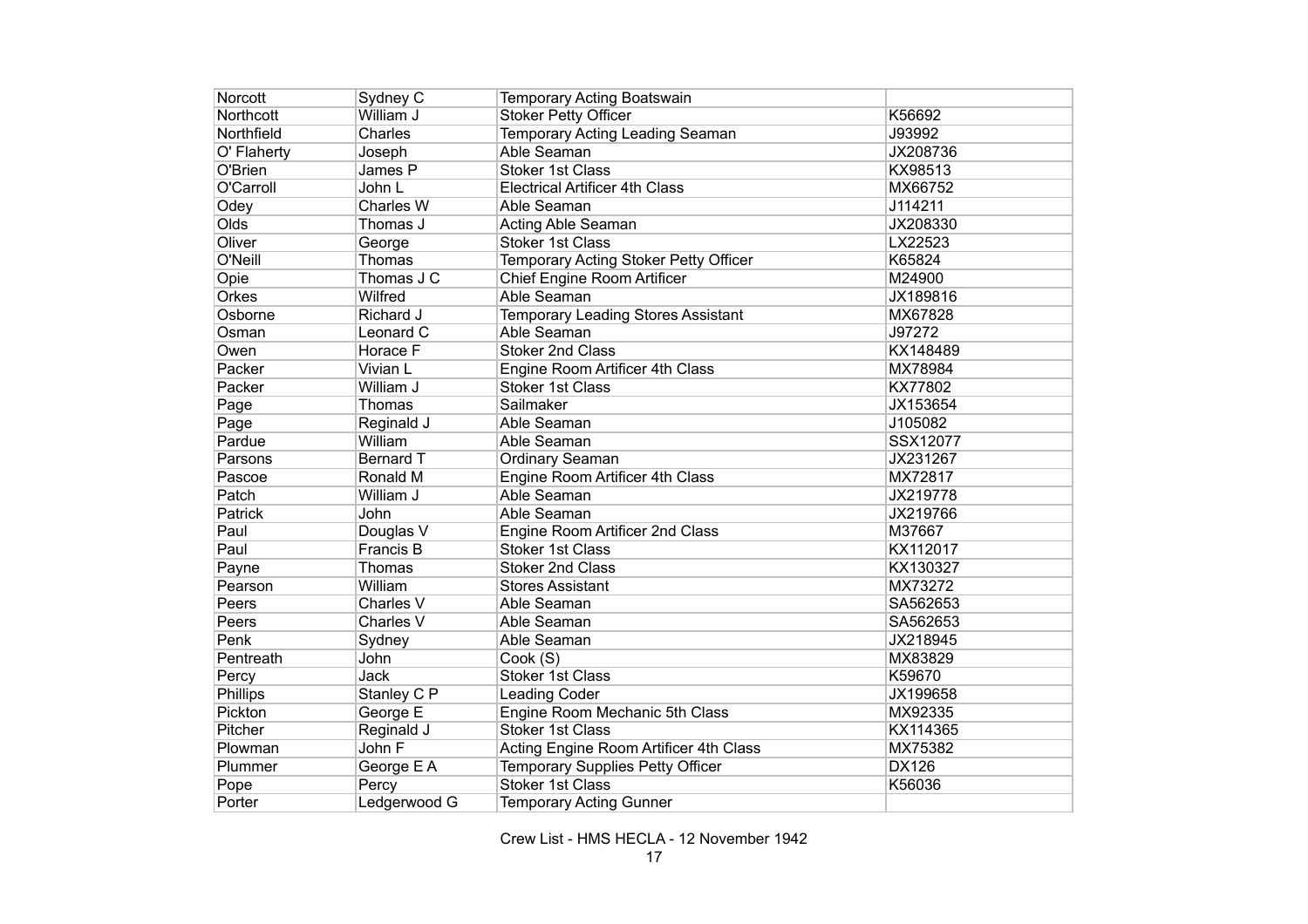| Norcott | Sydney C | Temporary Acting Boatswain | |
|---|---|---|---|
| Northcott | William J | Stoker Petty Officer | K56692 |
| Northfield | Charles | Temporary Acting Leading Seaman | J93992 |
| O' Flaherty | Joseph | Able Seaman | JX208736 |
| O'Brien | James P | Stoker 1st Class | KX98513 |
| O'Carroll | John L | Electrical Artificer 4th Class | MX66752 |
| Odey | Charles W | Able Seaman | J114211 |
| Olds | Thomas J | Acting Able Seaman | JX208330 |
| Oliver | George | Stoker 1st Class | LX22523 |
| O'Neill | Thomas | Temporary Acting Stoker Petty Officer | K65824 |
| Opie | Thomas J C | Chief Engine Room Artificer | M24900 |
| Orkes | Wilfred | Able Seaman | JX189816 |
| Osborne | Richard J | Temporary Leading Stores Assistant | MX67828 |
| Osman | Leonard C | Able Seaman | J97272 |
| Owen | Horace F | Stoker 2nd Class | KX148489 |
| Packer | Vivian L | Engine Room Artificer 4th Class | MX78984 |
| Packer | William J | Stoker 1st Class | KX77802 |
| Page | Thomas | Sailmaker | JX153654 |
| Page | Reginald J | Able Seaman | J105082 |
| Pardue | William | Able Seaman | SSX12077 |
| Parsons | Bernard T | Ordinary Seaman | JX231267 |
| Pascoe | Ronald M | Engine Room Artificer 4th Class | MX72817 |
| Patch | William J | Able Seaman | JX219778 |
| Patrick | John | Able Seaman | JX219766 |
| Paul | Douglas V | Engine Room Artificer 2nd Class | M37667 |
| Paul | Francis B | Stoker 1st Class | KX112017 |
| Payne | Thomas | Stoker 2nd Class | KX130327 |
| Pearson | William | Stores Assistant | MX73272 |
| Peers | Charles V | Able Seaman | SA562653 |
| Peers | Charles V | Able Seaman | SA562653 |
| Penk | Sydney | Able Seaman | JX218945 |
| Pentreath | John | Cook (S) | MX83829 |
| Percy | Jack | Stoker 1st Class | K59670 |
| Phillips | Stanley C P | Leading Coder | JX199658 |
| Pickton | George E | Engine Room Mechanic 5th Class | MX92335 |
| Pitcher | Reginald J | Stoker 1st Class | KX114365 |
| Plowman | John F | Acting Engine Room Artificer 4th Class | MX75382 |
| Plummer | George E A | Temporary Supplies Petty Officer | DX126 |
| Pope | Percy | Stoker 1st Class | K56036 |
| Porter | Ledgerwood G | Temporary Acting Gunner | |

Crew List - HMS HECLA - 12 November 1942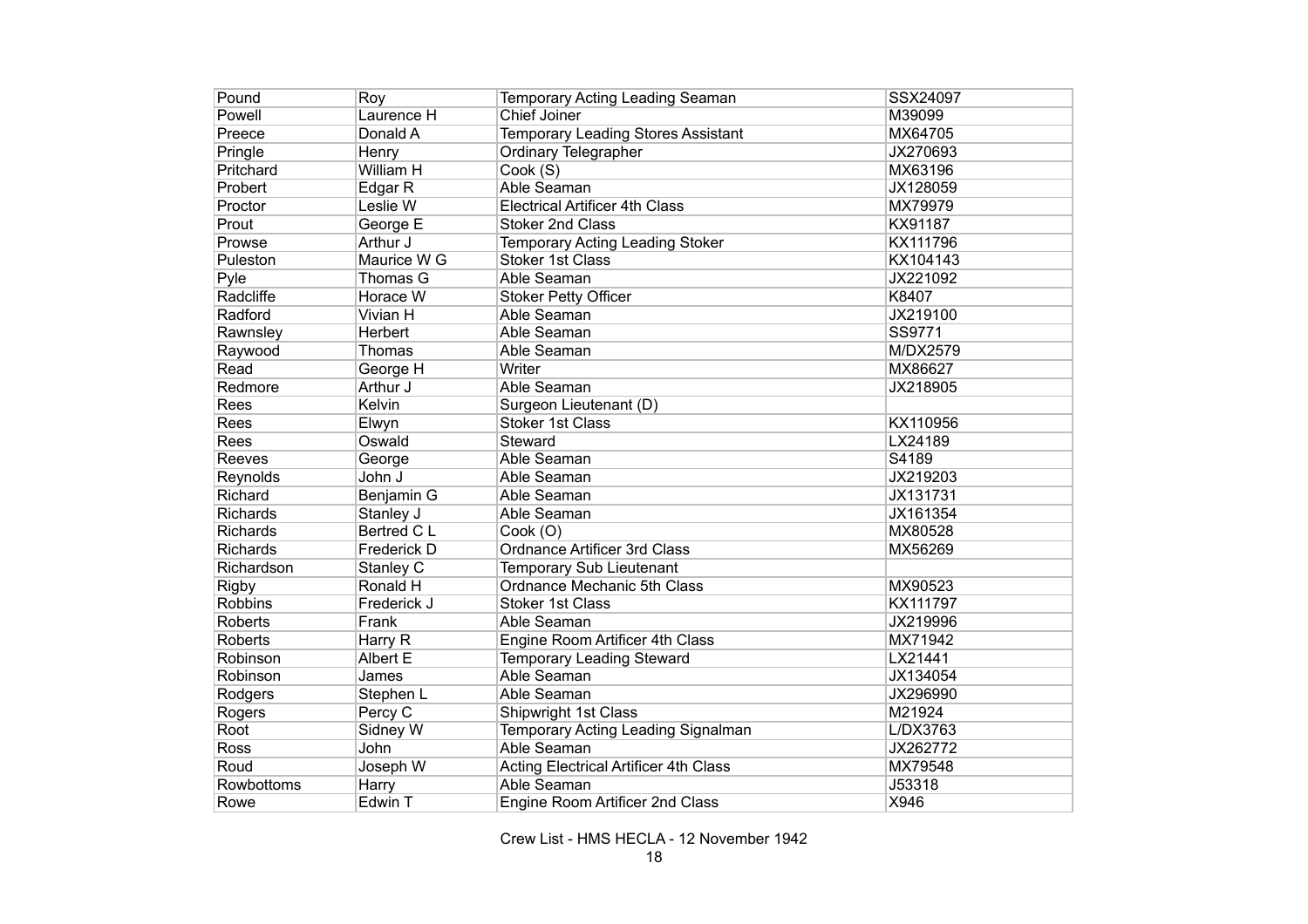| | | | |
|---|---|---|---|
| Pound | Roy | Temporary Acting Leading Seaman | SSX24097 |
| Powell | Laurence H | Chief Joiner | M39099 |
| Preece | Donald A | Temporary Leading Stores Assistant | MX64705 |
| Pringle | Henry | Ordinary Telegrapher | JX270693 |
| Pritchard | William H | Cook (S) | MX63196 |
| Probert | Edgar R | Able Seaman | JX128059 |
| Proctor | Leslie W | Electrical Artificer 4th Class | MX79979 |
| Prout | George E | Stoker 2nd Class | KX91187 |
| Prowse | Arthur J | Temporary Acting Leading Stoker | KX111796 |
| Puleston | Maurice W G | Stoker 1st Class | KX104143 |
| Pyle | Thomas G | Able Seaman | JX221092 |
| Radcliffe | Horace W | Stoker Petty Officer | K8407 |
| Radford | Vivian H | Able Seaman | JX219100 |
| Rawnsley | Herbert | Able Seaman | SS9771 |
| Raywood | Thomas | Able Seaman | M/DX2579 |
| Read | George H | Writer | MX86627 |
| Redmore | Arthur J | Able Seaman | JX218905 |
| Rees | Kelvin | Surgeon Lieutenant (D) | |
| Rees | Elwyn | Stoker 1st Class | KX110956 |
| Rees | Oswald | Steward | LX24189 |
| Reeves | George | Able Seaman | S4189 |
| Reynolds | John J | Able Seaman | JX219203 |
| Richard | Benjamin G | Able Seaman | JX131731 |
| Richards | Stanley J | Able Seaman | JX161354 |
| Richards | Bertred C L | Cook (O) | MX80528 |
| Richards | Frederick D | Ordnance Artificer 3rd Class | MX56269 |
| Richardson | Stanley C | Temporary Sub Lieutenant | |
| Rigby | Ronald H | Ordnance Mechanic 5th Class | MX90523 |
| Robbins | Frederick J | Stoker 1st Class | KX111797 |
| Roberts | Frank | Able Seaman | JX219996 |
| Roberts | Harry R | Engine Room Artificer 4th Class | MX71942 |
| Robinson | Albert E | Temporary Leading Steward | LX21441 |
| Robinson | James | Able Seaman | JX134054 |
| Rodgers | Stephen L | Able Seaman | JX296990 |
| Rogers | Percy C | Shipwright 1st Class | M21924 |
| Root | Sidney W | Temporary Acting Leading Signalman | L/DX3763 |
| Ross | John | Able Seaman | JX262772 |
| Roud | Joseph W | Acting Electrical Artificer 4th Class | MX79548 |
| Rowbottoms | Harry | Able Seaman | J53318 |
| Rowe | Edwin T | Engine Room Artificer 2nd Class | X946 |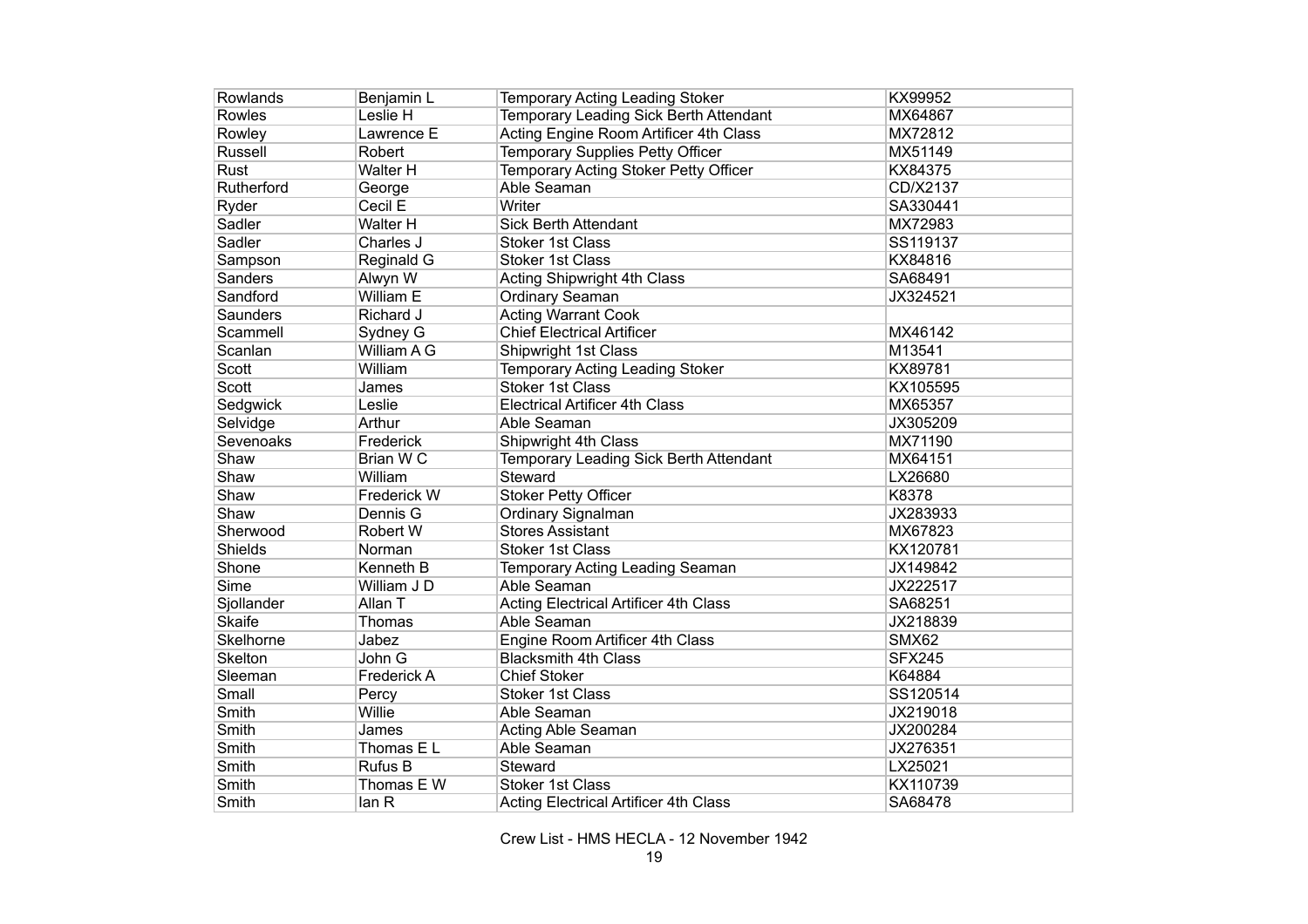| Rowlands | Benjamin L | Temporary Acting Leading Stoker | KX99952 |
|---|---|---|---|
| Rowles | Leslie H | Temporary Leading Sick Berth Attendant | MX64867 |
| Rowley | Lawrence E | Acting Engine Room Artificer 4th Class | MX72812 |
| Russell | Robert | Temporary Supplies Petty Officer | MX51149 |
| Rust | Walter H | Temporary Acting Stoker Petty Officer | KX84375 |
| Rutherford | George | Able Seaman | CD/X2137 |
| Ryder | Cecil E | Writer | SA330441 |
| Sadler | Walter H | Sick Berth Attendant | MX72983 |
| Sadler | Charles J | Stoker 1st Class | SS119137 |
| Sampson | Reginald G | Stoker 1st Class | KX84816 |
| Sanders | Alwyn W | Acting Shipwright 4th Class | SA68491 |
| Sandford | William E | Ordinary Seaman | JX324521 |
| Saunders | Richard J | Acting Warrant Cook | |
| Scammell | Sydney G | Chief Electrical Artificer | MX46142 |
| Scanlan | William A G | Shipwright 1st Class | M13541 |
| Scott | William | Temporary Acting Leading Stoker | KX89781 |
| Scott | James | Stoker 1st Class | KX105595 |
| Sedgwick | Leslie | Electrical Artificer 4th Class | MX65357 |
| Selvidge | Arthur | Able Seaman | JX305209 |
| Sevenoaks | Frederick | Shipwright 4th Class | MX71190 |
| Shaw | Brian W C | Temporary Leading Sick Berth Attendant | MX64151 |
| Shaw | William | Steward | LX26680 |
| Shaw | Frederick W | Stoker Petty Officer | K8378 |
| Shaw | Dennis G | Ordinary Signalman | JX283933 |
| Sherwood | Robert W | Stores Assistant | MX67823 |
| Shields | Norman | Stoker 1st Class | KX120781 |
| Shone | Kenneth B | Temporary Acting Leading Seaman | JX149842 |
| Sime | William J D | Able Seaman | JX222517 |
| Sjollander | Allan T | Acting Electrical Artificer 4th Class | SA68251 |
| Skaife | Thomas | Able Seaman | JX218839 |
| Skelhorne | Jabez | Engine Room Artificer 4th Class | SMX62 |
| Skelton | John G | Blacksmith 4th Class | SFX245 |
| Sleeman | Frederick A | Chief Stoker | K64884 |
| Small | Percy | Stoker 1st Class | SS120514 |
| Smith | Willie | Able Seaman | JX219018 |
| Smith | James | Acting Able Seaman | JX200284 |
| Smith | Thomas E L | Able Seaman | JX276351 |
| Smith | Rufus B | Steward | LX25021 |
| Smith | Thomas E W | Stoker 1st Class | KX110739 |
| Smith | Ian R | Acting Electrical Artificer 4th Class | SA68478 |

Crew List - HMS HECLA - 12 November 1942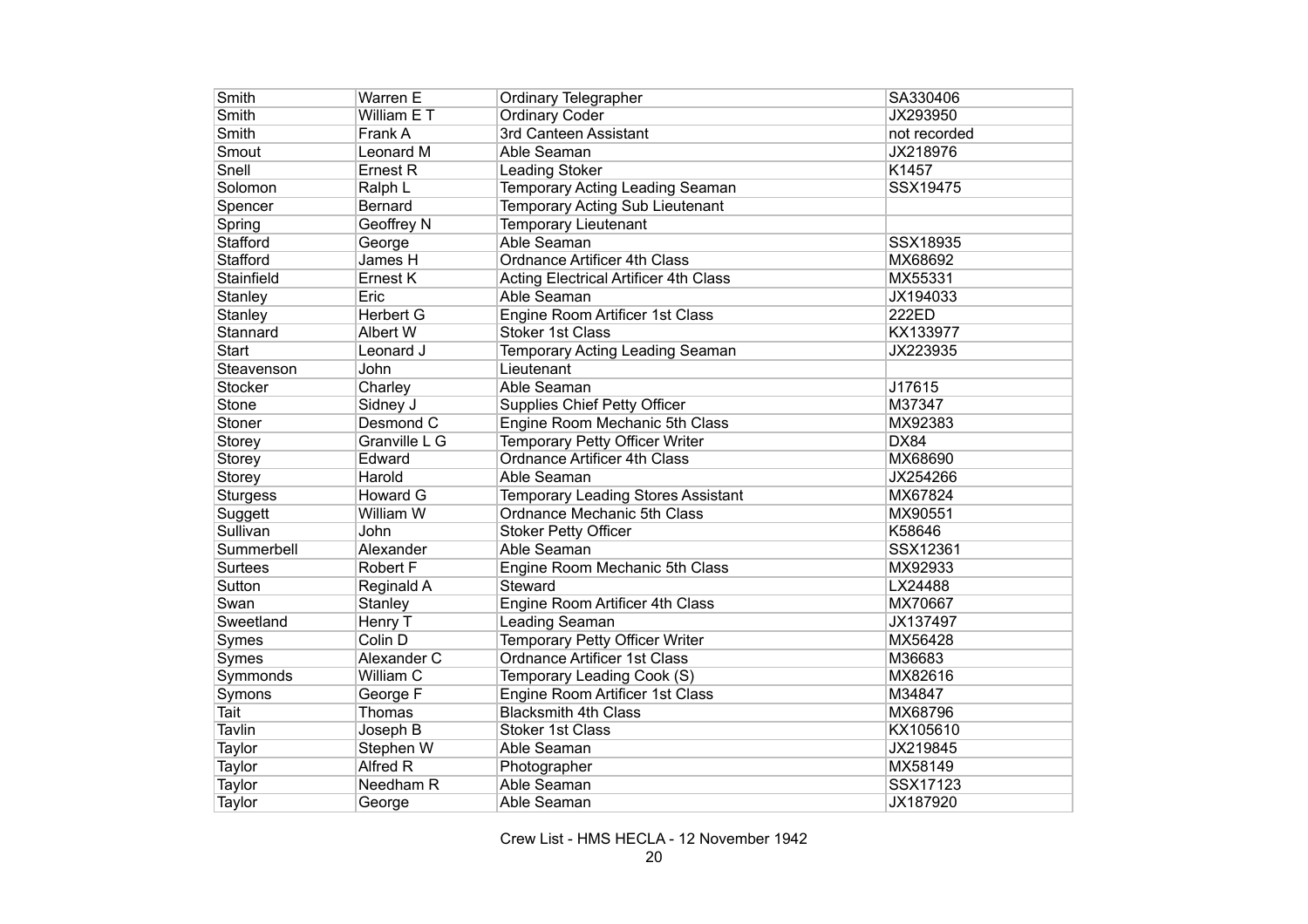| Smith | Warren E | Ordinary Telegrapher | SA330406 |
|---|---|---|---|
| Smith | William E T | Ordinary Coder | JX293950 |
| Smith | Frank A | 3rd Canteen Assistant | not recorded |
| Smout | Leonard M | Able Seaman | JX218976 |
| Snell | Ernest R | Leading Stoker | K1457 |
| Solomon | Ralph L | Temporary Acting Leading Seaman | SSX19475 |
| Spencer | Bernard | Temporary Acting Sub Lieutenant | |
| Spring | Geoffrey N | Temporary Lieutenant | |
| Stafford | George | Able Seaman | SSX18935 |
| Stafford | James H | Ordnance Artificer 4th Class | MX68692 |
| Stainfield | Ernest K | Acting Electrical Artificer 4th Class | MX55331 |
| Stanley | Eric | Able Seaman | JX194033 |
| Stanley | Herbert G | Engine Room Artificer 1st Class | 222ED |
| Stannard | Albert W | Stoker 1st Class | KX133977 |
| Start | Leonard J | Temporary Acting Leading Seaman | JX223935 |
| Steavenson | John | Lieutenant | |
| Stocker | Charley | Able Seaman | J17615 |
| Stone | Sidney J | Supplies Chief Petty Officer | M37347 |
| Stoner | Desmond C | Engine Room Mechanic 5th Class | MX92383 |
| Storey | Granville L G | Temporary Petty Officer Writer | DX84 |
| Storey | Edward | Ordnance Artificer 4th Class | MX68690 |
| Storey | Harold | Able Seaman | JX254266 |
| Sturgess | Howard G | Temporary Leading Stores Assistant | MX67824 |
| Suggett | William W | Ordnance Mechanic 5th Class | MX90551 |
| Sullivan | John | Stoker Petty Officer | K58646 |
| Summerbell | Alexander | Able Seaman | SSX12361 |
| Surtees | Robert F | Engine Room Mechanic 5th Class | MX92933 |
| Sutton | Reginald A | Steward | LX24488 |
| Swan | Stanley | Engine Room Artificer 4th Class | MX70667 |
| Sweetland | Henry T | Leading Seaman | JX137497 |
| Symes | Colin D | Temporary Petty Officer Writer | MX56428 |
| Symes | Alexander C | Ordnance Artificer 1st Class | M36683 |
| Symmonds | William C | Temporary Leading Cook (S) | MX82616 |
| Symons | George F | Engine Room Artificer 1st Class | M34847 |
| Tait | Thomas | Blacksmith 4th Class | MX68796 |
| Tavlin | Joseph B | Stoker 1st Class | KX105610 |
| Taylor | Stephen W | Able Seaman | JX219845 |
| Taylor | Alfred R | Photographer | MX58149 |
| Taylor | Needham R | Able Seaman | SSX17123 |
| Taylor | George | Able Seaman | JX187920 |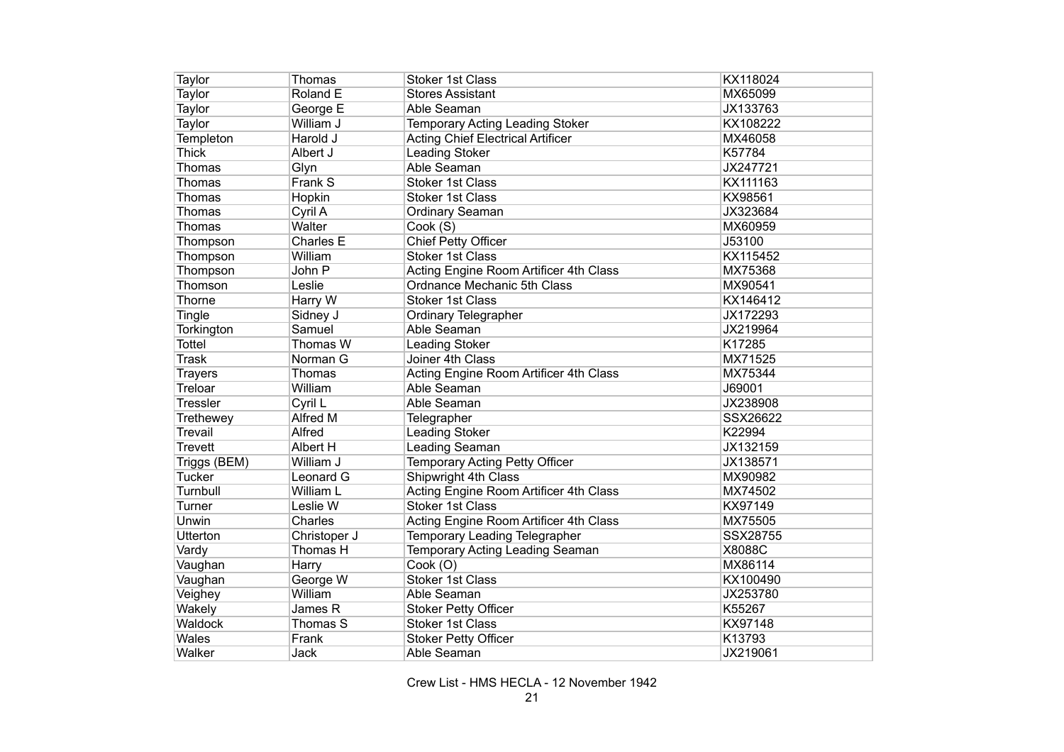| | | | |
|---|---|---|---|
| Taylor | Thomas | Stoker 1st Class | KX118024 |
| Taylor | Roland E | Stores Assistant | MX65099 |
| Taylor | George E | Able Seaman | JX133763 |
| Taylor | William J | Temporary Acting Leading Stoker | KX108222 |
| Templeton | Harold J | Acting Chief Electrical Artificer | MX46058 |
| Thick | Albert J | Leading Stoker | K57784 |
| Thomas | Glyn | Able Seaman | JX247721 |
| Thomas | Frank S | Stoker 1st Class | KX111163 |
| Thomas | Hopkin | Stoker 1st Class | KX98561 |
| Thomas | Cyril A | Ordinary Seaman | JX323684 |
| Thomas | Walter | Cook (S) | MX60959 |
| Thompson | Charles E | Chief Petty Officer | J53100 |
| Thompson | William | Stoker 1st Class | KX115452 |
| Thompson | John P | Acting Engine Room Artificer 4th Class | MX75368 |
| Thomson | Leslie | Ordnance Mechanic 5th Class | MX90541 |
| Thorne | Harry W | Stoker 1st Class | KX146412 |
| Tingle | Sidney J | Ordinary Telegrapher | JX172293 |
| Torkington | Samuel | Able Seaman | JX219964 |
| Tottel | Thomas W | Leading Stoker | K17285 |
| Trask | Norman G | Joiner 4th Class | MX71525 |
| Trayers | Thomas | Acting Engine Room Artificer 4th Class | MX75344 |
| Treloar | William | Able Seaman | J69001 |
| Tressler | Cyril L | Able Seaman | JX238908 |
| Trethewey | Alfred M | Telegrapher | SSX26622 |
| Trevail | Alfred | Leading Stoker | K22994 |
| Trevett | Albert H | Leading Seaman | JX132159 |
| Triggs (BEM) | William J | Temporary Acting Petty Officer | JX138571 |
| Tucker | Leonard G | Shipwright 4th Class | MX90982 |
| Turnbull | William L | Acting Engine Room Artificer 4th Class | MX74502 |
| Turner | Leslie W | Stoker 1st Class | KX97149 |
| Unwin | Charles | Acting Engine Room Artificer 4th Class | MX75505 |
| Utterton | Christoper J | Temporary Leading Telegrapher | SSX28755 |
| Vardy | Thomas H | Temporary Acting Leading Seaman | X8088C |
| Vaughan | Harry | Cook (O) | MX86114 |
| Vaughan | George W | Stoker 1st Class | KX100490 |
| Veighey | William | Able Seaman | JX253780 |
| Wakely | James R | Stoker Petty Officer | K55267 |
| Waldock | Thomas S | Stoker 1st Class | KX97148 |
| Wales | Frank | Stoker Petty Officer | K13793 |
| Walker | Jack | Able Seaman | JX219061 |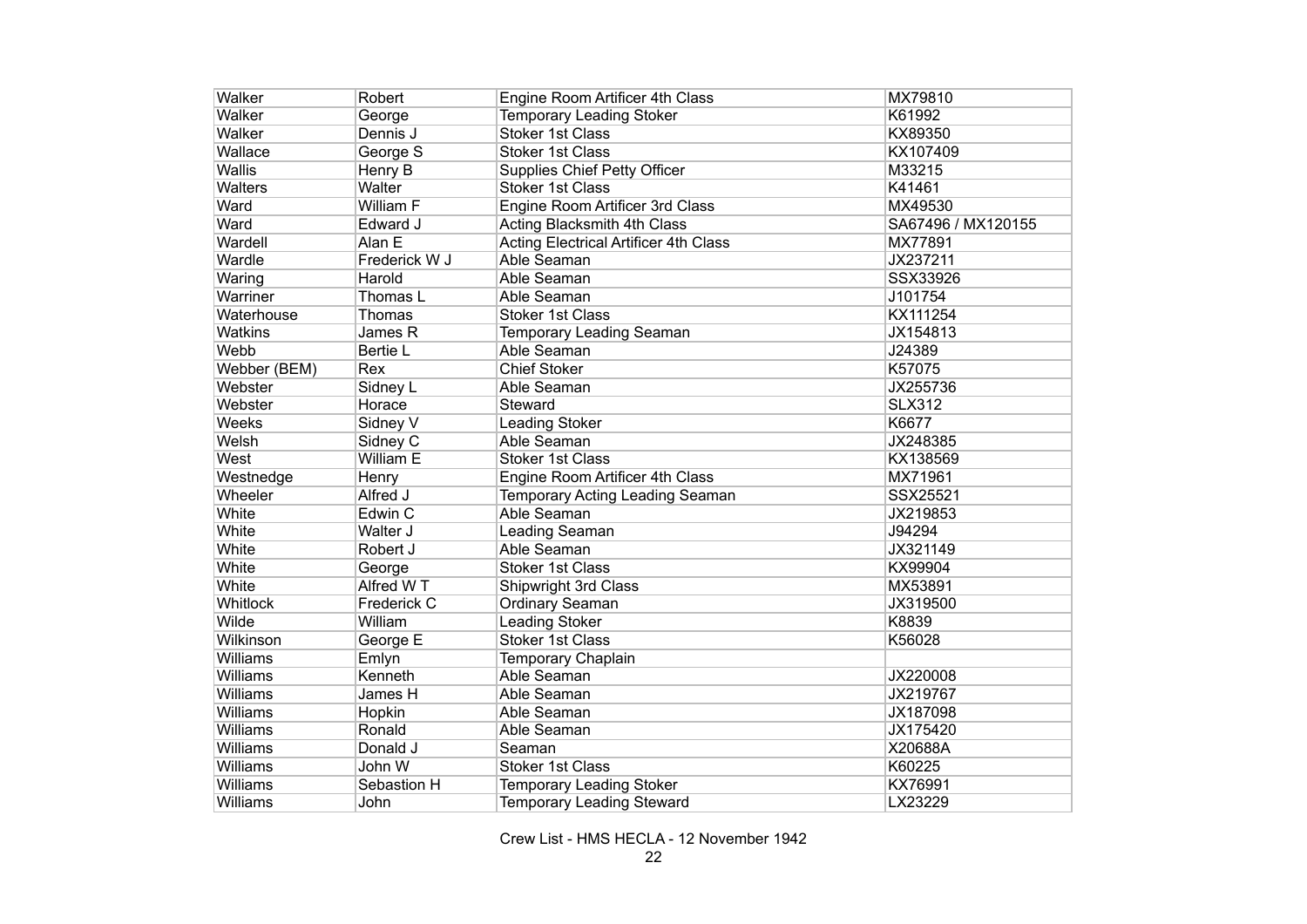| Walker | Robert | Engine Room Artificer 4th Class | MX79810 |
|---|---|---|---|
| Walker | George | Temporary Leading Stoker | K61992 |
| Walker | Dennis J | Stoker 1st Class | KX89350 |
| Wallace | George S | Stoker 1st Class | KX107409 |
| Wallis | Henry B | Supplies Chief Petty Officer | M33215 |
| Walters | Walter | Stoker 1st Class | K41461 |
| Ward | William F | Engine Room Artificer 3rd Class | MX49530 |
| Ward | Edward J | Acting Blacksmith 4th Class | SA67496 / MX120155 |
| Wardell | Alan E | Acting Electrical Artificer 4th Class | MX77891 |
| Wardle | Frederick W J | Able Seaman | JX237211 |
| Waring | Harold | Able Seaman | SSX33926 |
| Warriner | Thomas L | Able Seaman | J101754 |
| Waterhouse | Thomas | Stoker 1st Class | KX111254 |
| Watkins | James R | Temporary Leading Seaman | JX154813 |
| Webb | Bertie L | Able Seaman | J24389 |
| Webber (BEM) | Rex | Chief Stoker | K57075 |
| Webster | Sidney L | Able Seaman | JX255736 |
| Webster | Horace | Steward | SLX312 |
| Weeks | Sidney V | Leading Stoker | K6677 |
| Welsh | Sidney C | Able Seaman | JX248385 |
| West | William E | Stoker 1st Class | KX138569 |
| Westnedge | Henry | Engine Room Artificer 4th Class | MX71961 |
| Wheeler | Alfred J | Temporary Acting Leading Seaman | SSX25521 |
| White | Edwin C | Able Seaman | JX219853 |
| White | Walter J | Leading Seaman | J94294 |
| White | Robert J | Able Seaman | JX321149 |
| White | George | Stoker 1st Class | KX99904 |
| White | Alfred W T | Shipwright 3rd Class | MX53891 |
| Whitlock | Frederick C | Ordinary Seaman | JX319500 |
| Wilde | William | Leading Stoker | K8839 |
| Wilkinson | George E | Stoker 1st Class | K56028 |
| Williams | Emlyn | Temporary Chaplain | |
| Williams | Kenneth | Able Seaman | JX220008 |
| Williams | James H | Able Seaman | JX219767 |
| Williams | Hopkin | Able Seaman | JX187098 |
| Williams | Ronald | Able Seaman | JX175420 |
| Williams | Donald J | Seaman | X20688A |
| Williams | John W | Stoker 1st Class | K60225 |
| Williams | Sebastion H | Temporary Leading Stoker | KX76991 |
| Williams | John | Temporary Leading Steward | LX23229 |

Crew List - HMS HECLA - 12 November 1942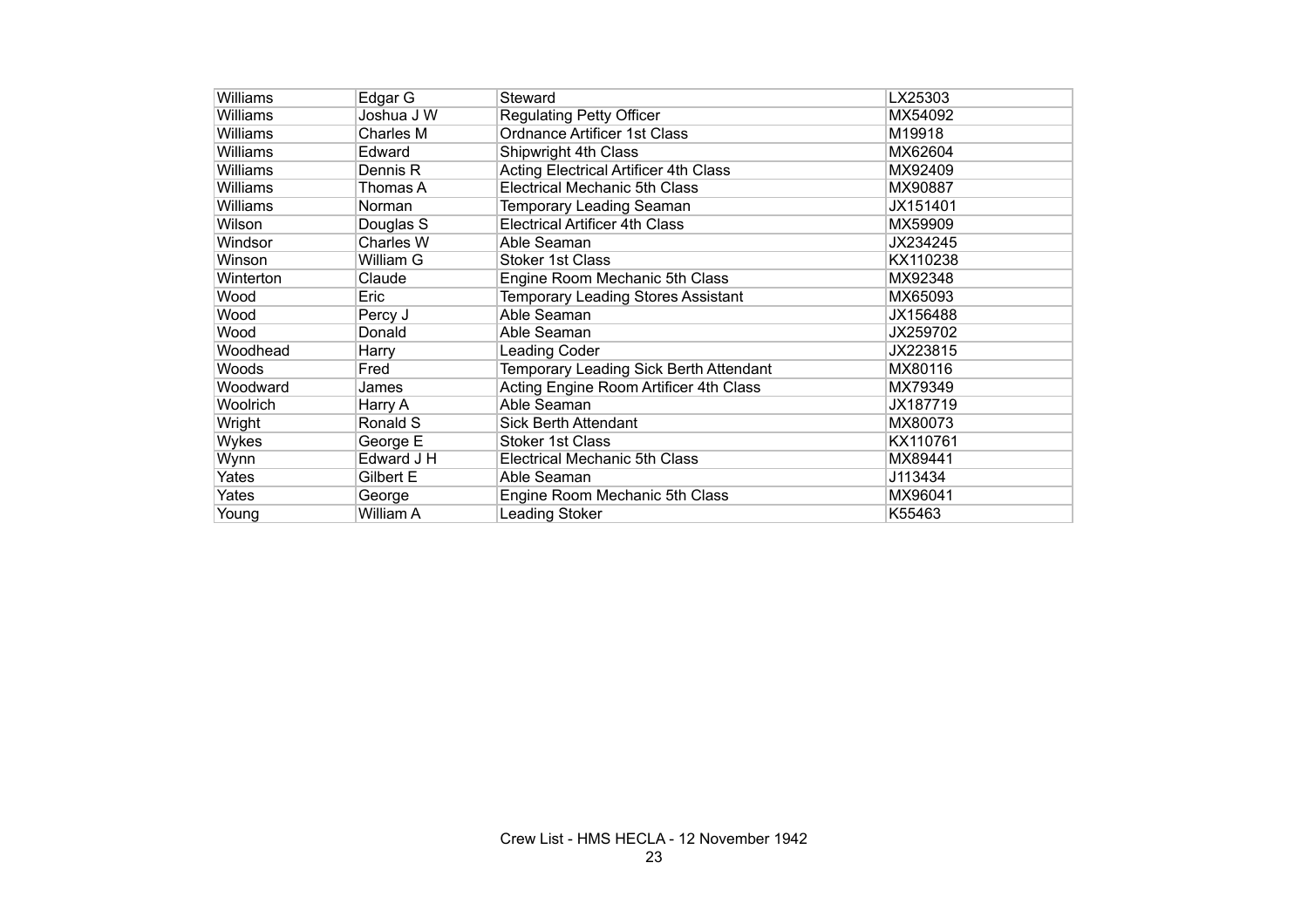| | | | |
|---|---|---|---|
| Williams | Edgar G | Steward | LX25303 |
| Williams | Joshua J W | Regulating Petty Officer | MX54092 |
| Williams | Charles M | Ordnance Artificer 1st Class | M19918 |
| Williams | Edward | Shipwright 4th Class | MX62604 |
| Williams | Dennis R | Acting Electrical Artificer 4th Class | MX92409 |
| Williams | Thomas A | Electrical Mechanic 5th Class | MX90887 |
| Williams | Norman | Temporary Leading Seaman | JX151401 |
| Wilson | Douglas S | Electrical Artificer 4th Class | MX59909 |
| Windsor | Charles W | Able Seaman | JX234245 |
| Winson | William G | Stoker 1st Class | KX110238 |
| Winterton | Claude | Engine Room Mechanic 5th Class | MX92348 |
| Wood | Eric | Temporary Leading Stores Assistant | MX65093 |
| Wood | Percy J | Able Seaman | JX156488 |
| Wood | Donald | Able Seaman | JX259702 |
| Woodhead | Harry | Leading Coder | JX223815 |
| Woods | Fred | Temporary Leading Sick Berth Attendant | MX80116 |
| Woodward | James | Acting Engine Room Artificer 4th Class | MX79349 |
| Woolrich | Harry A | Able Seaman | JX187719 |
| Wright | Ronald S | Sick Berth Attendant | MX80073 |
| Wykes | George E | Stoker 1st Class | KX110761 |
| Wynn | Edward J H | Electrical Mechanic 5th Class | MX89441 |
| Yates | Gilbert E | Able Seaman | J113434 |
| Yates | George | Engine Room Mechanic 5th Class | MX96041 |
| Young | William A | Leading Stoker | K55463 |